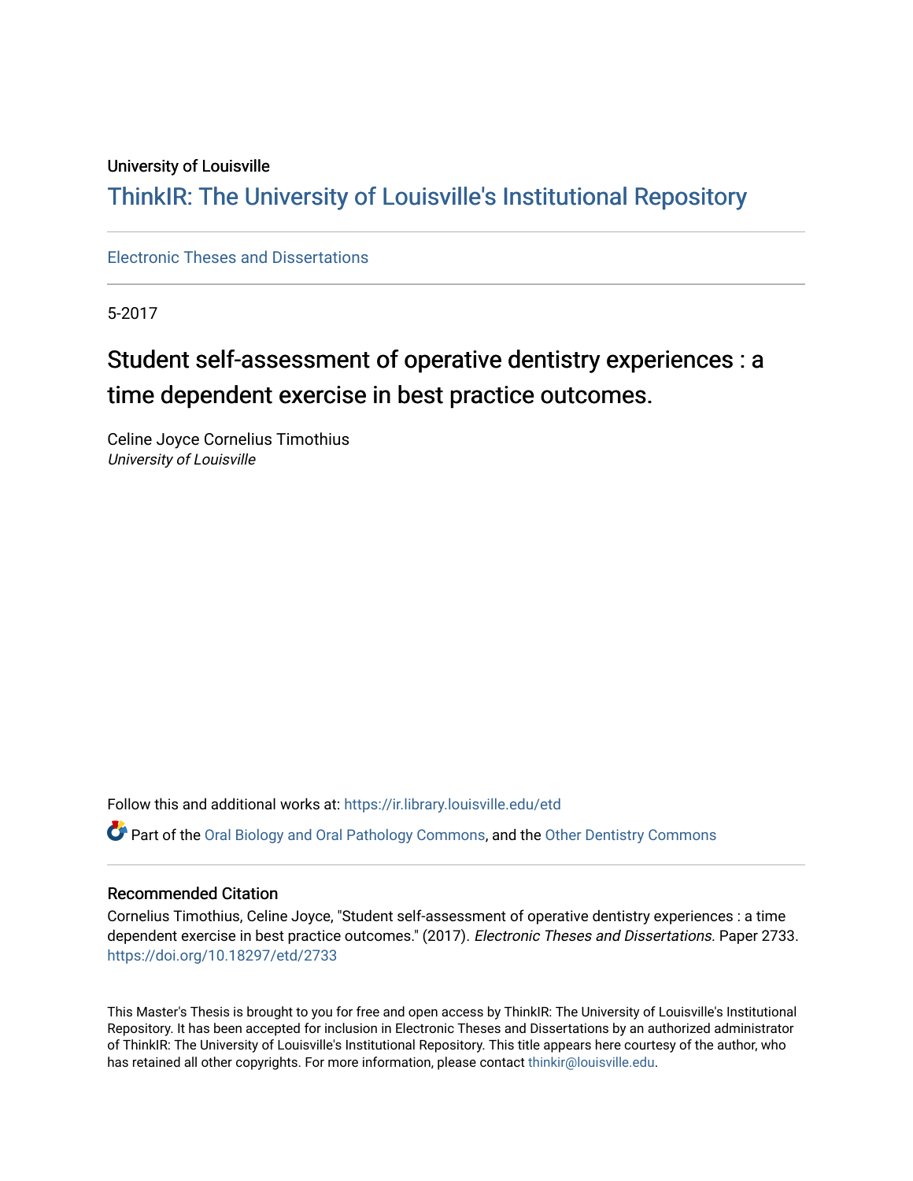University of Louisville

# ThinkIR: The University of Louisville's Institutional Repository

Electronic Theses and Dissertations

5-2017

## Student self-assessment of operative dentistry experiences : a time dependent exercise in best practice outcomes.

Celine Joyce Cornelius Timothius
*University of Louisville*

Follow this and additional works at: https://ir.library.louisville.edu/etd

Part of the Oral Biology and Oral Pathology Commons, and the Other Dentistry Commons

### Recommended Citation

Cornelius Timothius, Celine Joyce, "Student self-assessment of operative dentistry experiences : a time dependent exercise in best practice outcomes." (2017). *Electronic Theses and Dissertations.* Paper 2733.
https://doi.org/10.18297/etd/2733

This Master's Thesis is brought to you for free and open access by ThinkIR: The University of Louisville's Institutional Repository. It has been accepted for inclusion in Electronic Theses and Dissertations by an authorized administrator of ThinkIR: The University of Louisville's Institutional Repository. This title appears here courtesy of the author, who has retained all other copyrights. For more information, please contact thinkir@louisville.edu.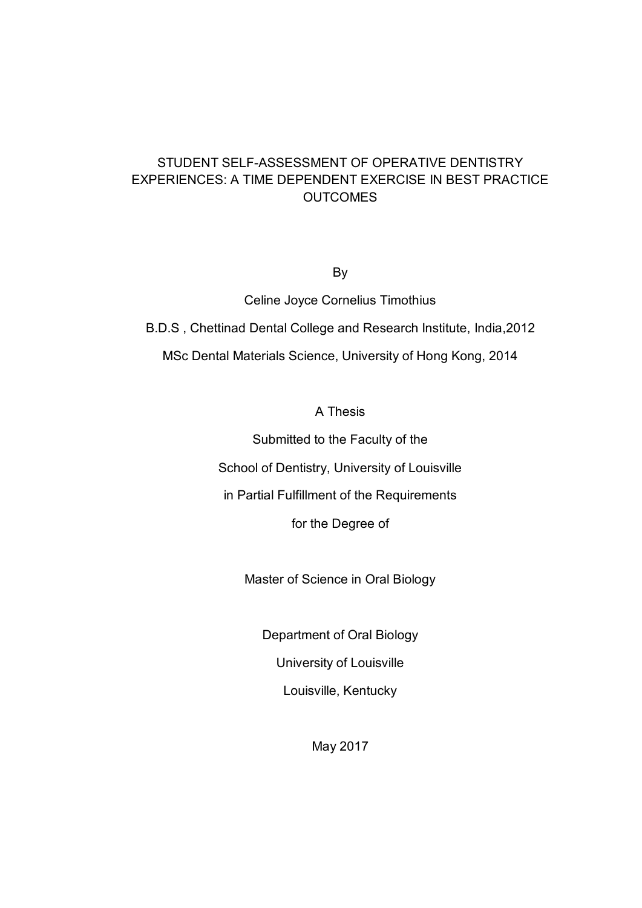# STUDENT SELF-ASSESSMENT OF OPERATIVE DENTISTRY EXPERIENCES: A TIME DEPENDENT EXERCISE IN BEST PRACTICE OUTCOMES

By

Celine Joyce Cornelius Timothius

B.D.S , Chettinad Dental College and Research Institute, India,2012

MSc Dental Materials Science, University of Hong Kong, 2014

A Thesis

Submitted to the Faculty of the

School of Dentistry, University of Louisville

in Partial Fulfillment of the Requirements

for the Degree of

Master of Science in Oral Biology

Department of Oral Biology

University of Louisville

Louisville, Kentucky

May 2017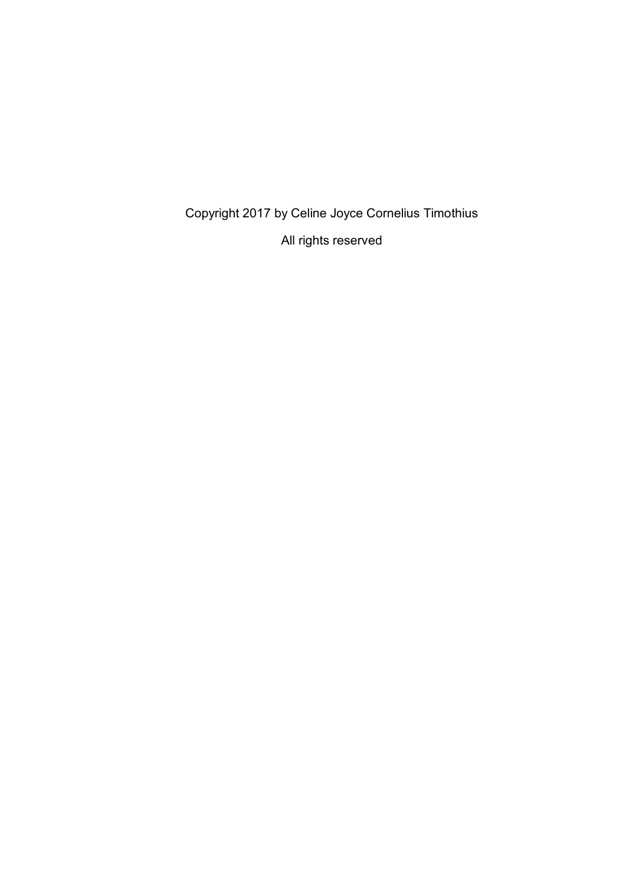Copyright 2017 by Celine Joyce Cornelius Timothius

All rights reserved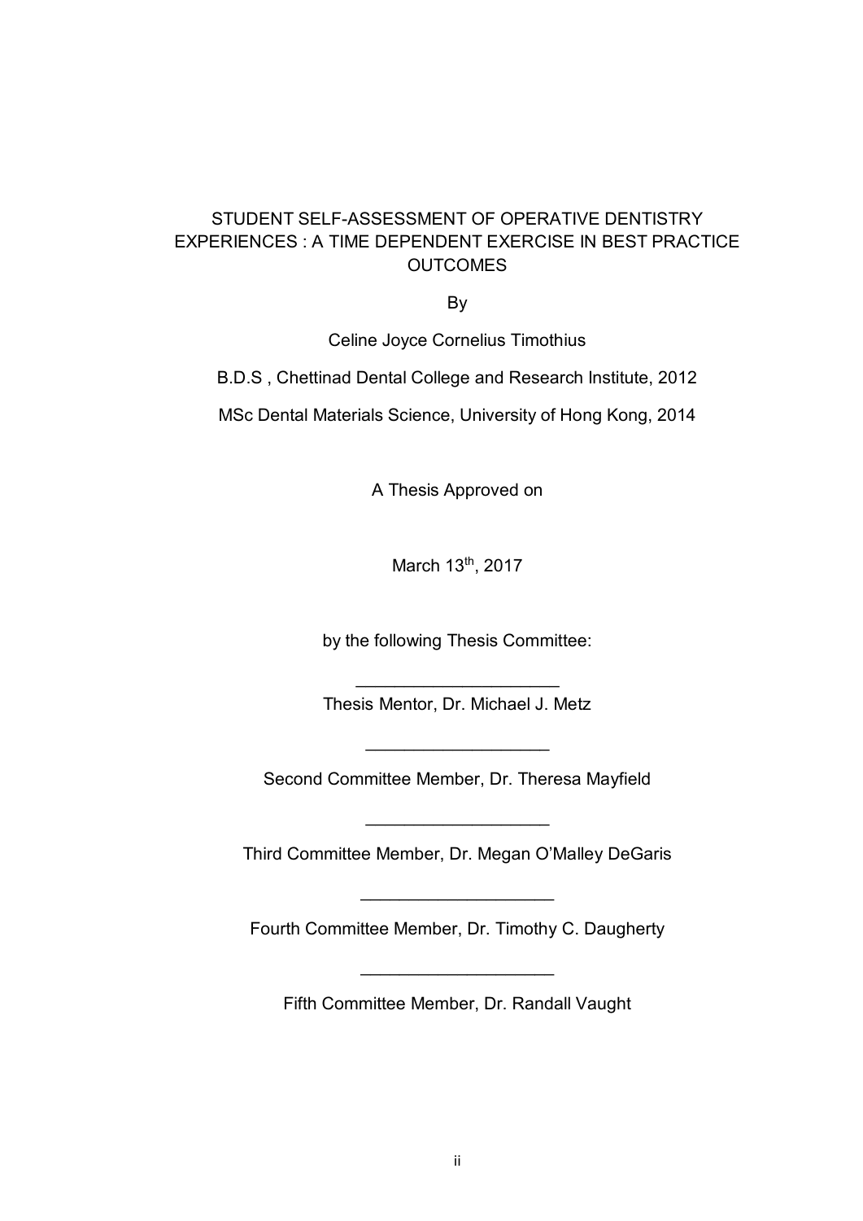STUDENT SELF-ASSESSMENT OF OPERATIVE DENTISTRY EXPERIENCES : A TIME DEPENDENT EXERCISE IN BEST PRACTICE OUTCOMES

By

Celine Joyce Cornelius Timothius

B.D.S , Chettinad Dental College and Research Institute, 2012

MSc Dental Materials Science, University of Hong Kong, 2014

A Thesis Approved on

March 13th, 2017

by the following Thesis Committee:

____________________

Thesis Mentor, Dr. Michael J. Metz

____________________

Second Committee Member, Dr. Theresa Mayfield

____________________

Third Committee Member, Dr. Megan O'Malley DeGaris

____________________

Fourth Committee Member, Dr. Timothy C. Daugherty

____________________

Fifth Committee Member, Dr. Randall Vaught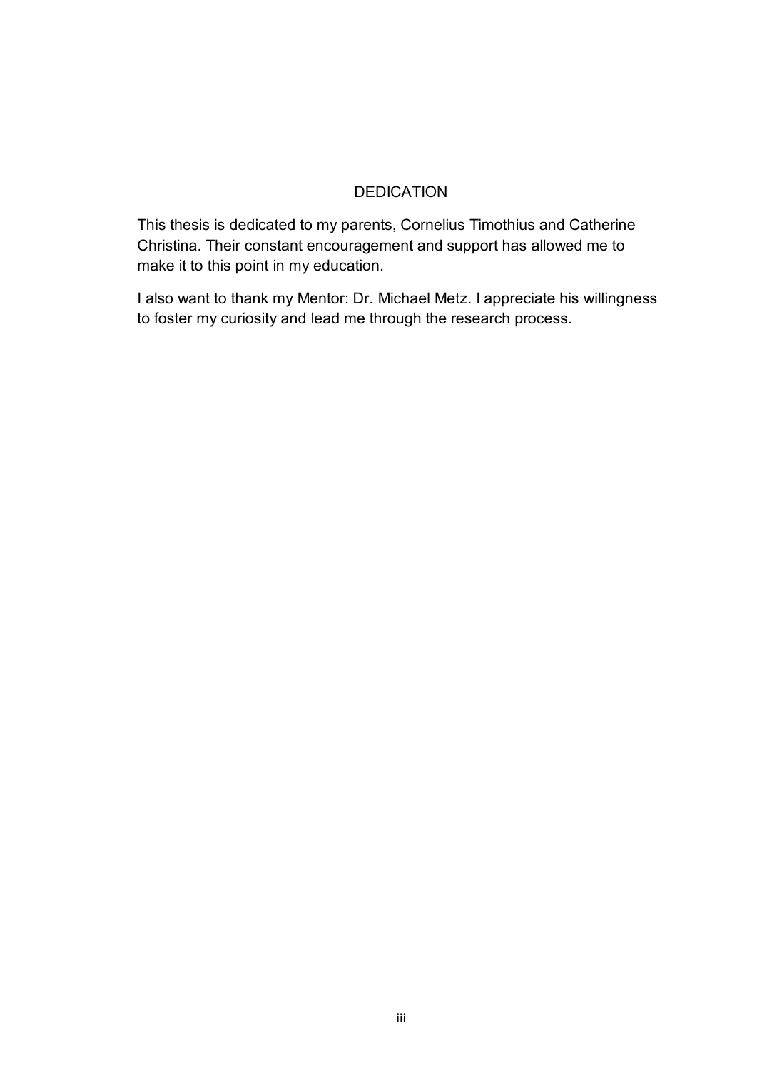# DEDICATION

This thesis is dedicated to my parents, Cornelius Timothius and Catherine Christina. Their constant encouragement and support has allowed me to make it to this point in my education.

I also want to thank my Mentor: Dr. Michael Metz. I appreciate his willingness to foster my curiosity and lead me through the research process.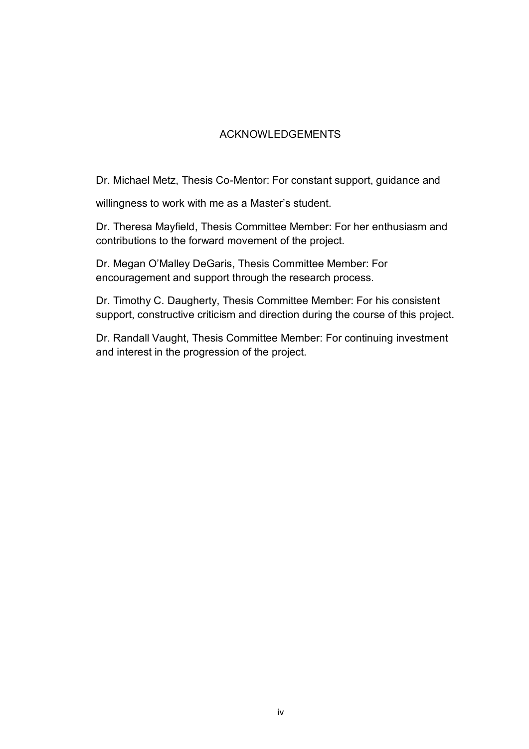# ACKNOWLEDGEMENTS

Dr. Michael Metz, Thesis Co-Mentor: For constant support, guidance and willingness to work with me as a Master's student.

Dr. Theresa Mayfield, Thesis Committee Member: For her enthusiasm and contributions to the forward movement of the project.

Dr. Megan O'Malley DeGaris, Thesis Committee Member: For encouragement and support through the research process.

Dr. Timothy C. Daugherty, Thesis Committee Member: For his consistent support, constructive criticism and direction during the course of this project.

Dr. Randall Vaught, Thesis Committee Member: For continuing investment and interest in the progression of the project.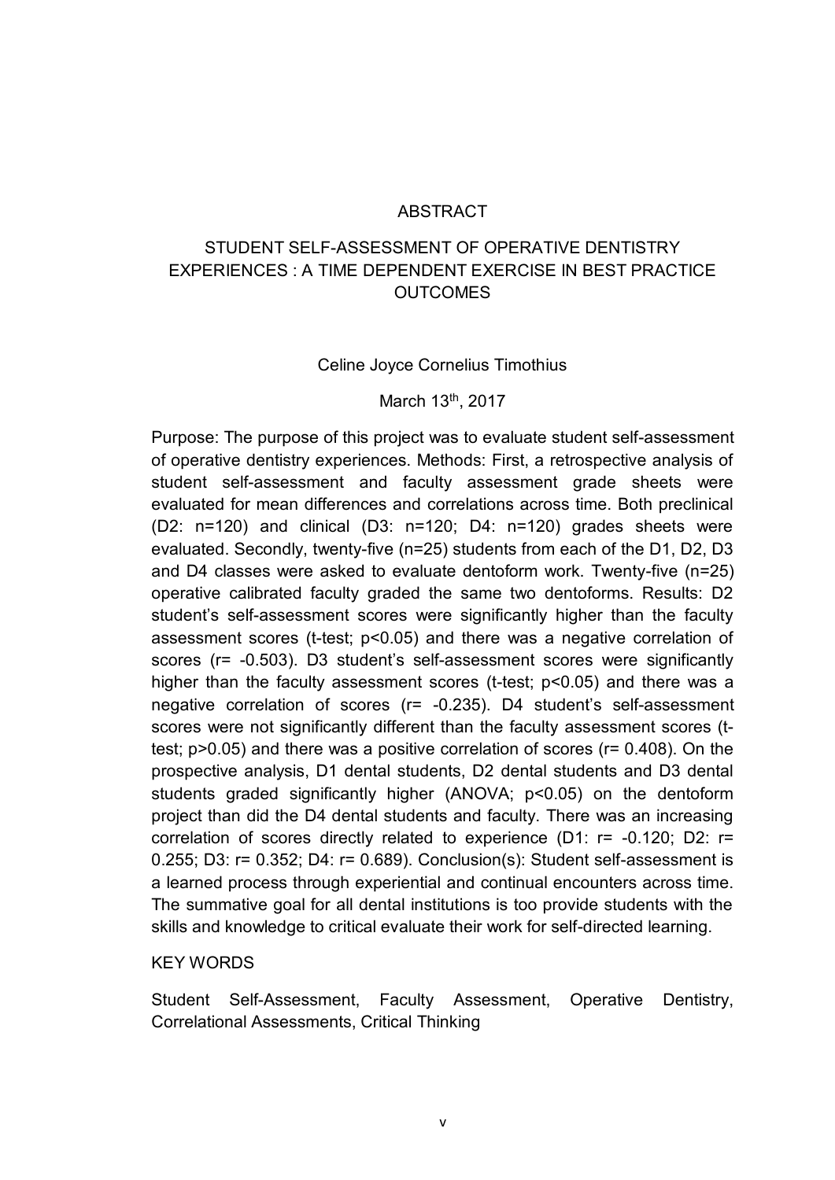# ABSTRACT

## STUDENT SELF-ASSESSMENT OF OPERATIVE DENTISTRY EXPERIENCES : A TIME DEPENDENT EXERCISE IN BEST PRACTICE OUTCOMES

Celine Joyce Cornelius Timothius

March 13th, 2017

Purpose: The purpose of this project was to evaluate student self-assessment of operative dentistry experiences. Methods: First, a retrospective analysis of student self-assessment and faculty assessment grade sheets were evaluated for mean differences and correlations across time. Both preclinical (D2: n=120) and clinical (D3: n=120; D4: n=120) grades sheets were evaluated. Secondly, twenty-five (n=25) students from each of the D1, D2, D3 and D4 classes were asked to evaluate dentoform work. Twenty-five (n=25) operative calibrated faculty graded the same two dentoforms. Results: D2 student's self-assessment scores were significantly higher than the faculty assessment scores (t-test; $p<0.05$) and there was a negative correlation of scores ($r= -0.503$). D3 student's self-assessment scores were significantly higher than the faculty assessment scores (t-test; $p<0.05$) and there was a negative correlation of scores ($r= -0.235$). D4 student's self-assessment scores were not significantly different than the faculty assessment scores (t-test; $p>0.05$) and there was a positive correlation of scores ($r= 0.408$). On the prospective analysis, D1 dental students, D2 dental students and D3 dental students graded significantly higher (ANOVA; $p<0.05$) on the dentoform project than did the D4 dental students and faculty. There was an increasing correlation of scores directly related to experience (D1: $r= -0.120$; D2: $r= 0.255$; D3: $r= 0.352$; D4: $r= 0.689$). Conclusion(s): Student self-assessment is a learned process through experiential and continual encounters across time. The summative goal for all dental institutions is too provide students with the skills and knowledge to critical evaluate their work for self-directed learning.

KEY WORDS

Student Self-Assessment, Faculty Assessment, Operative Dentistry, Correlational Assessments, Critical Thinking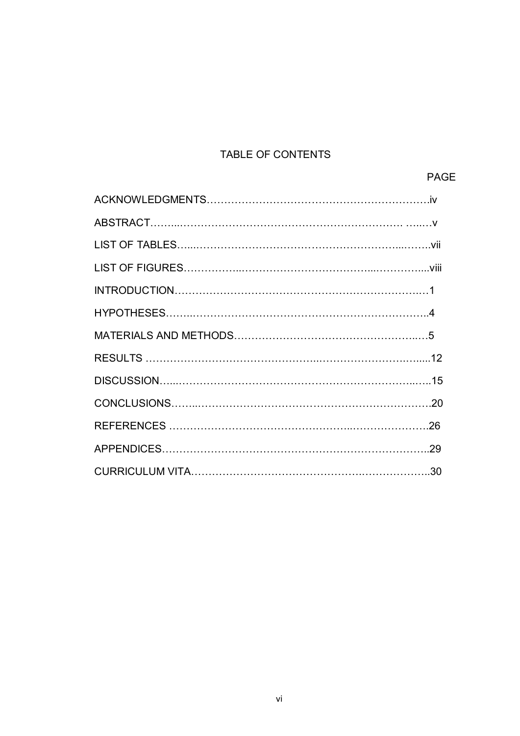# TABLE OF CONTENTS

| | PAGE |
|---|---|
| ACKNOWLEDGMENTS | iv |
| ABSTRACT | v |
| LIST OF TABLES | vii |
| LIST OF FIGURES | viii |
| INTRODUCTION | 1 |
| HYPOTHESES | 4 |
| MATERIALS AND METHODS | 5 |
| RESULTS | 12 |
| DISCUSSION | 15 |
| CONCLUSIONS | 20 |
| REFERENCES | 26 |
| APPENDICES | 29 |
| CURRICULUM VITA | 30 |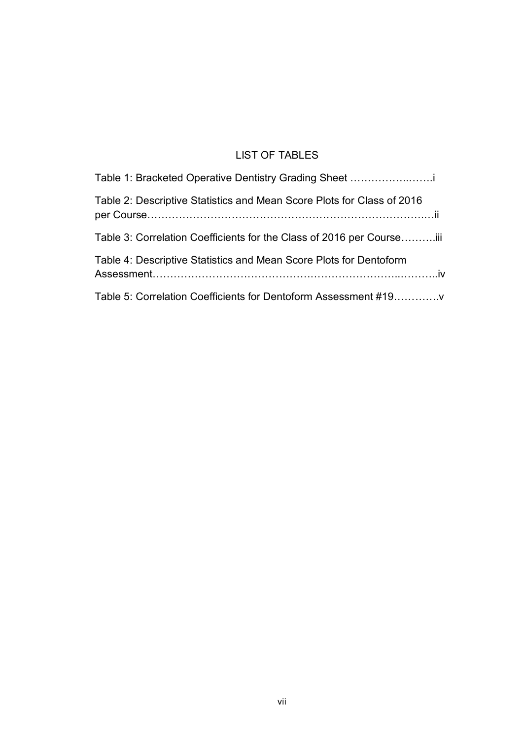## LIST OF TABLES

Table 1: Bracketed Operative Dentistry Grading Sheet ……………..…….i

Table 2: Descriptive Statistics and Mean Score Plots for Class of 2016 per Course…………………………………………………………………….…ii

Table 3: Correlation Coefficients for the Class of 2016 per Course……….iii

Table 4: Descriptive Statistics and Mean Score Plots for Dentoform Assessment……………………………………………………………..………..iv

Table 5: Correlation Coefficients for Dentoform Assessment #19………….v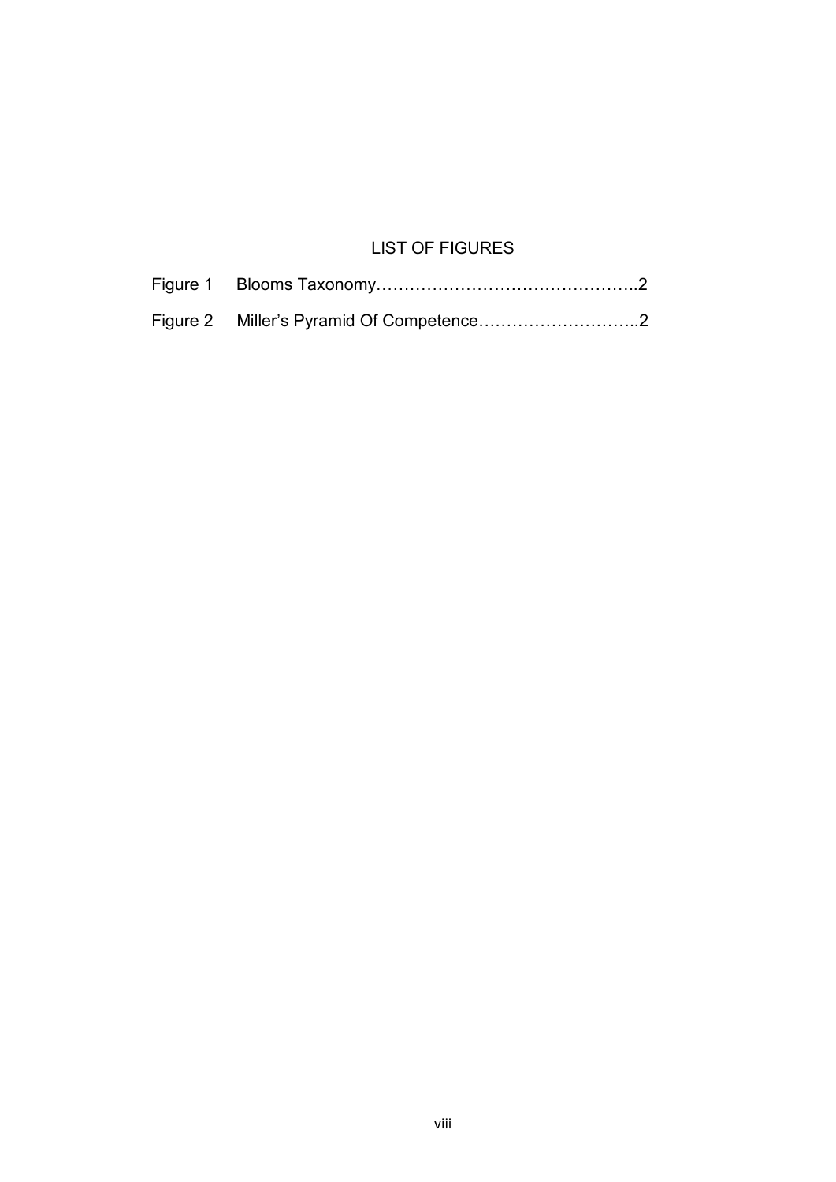# LIST OF FIGURES

Figure 1 Blooms Taxonomy…………………………………………..2

Figure 2 Miller's Pyramid Of Competence………………………..2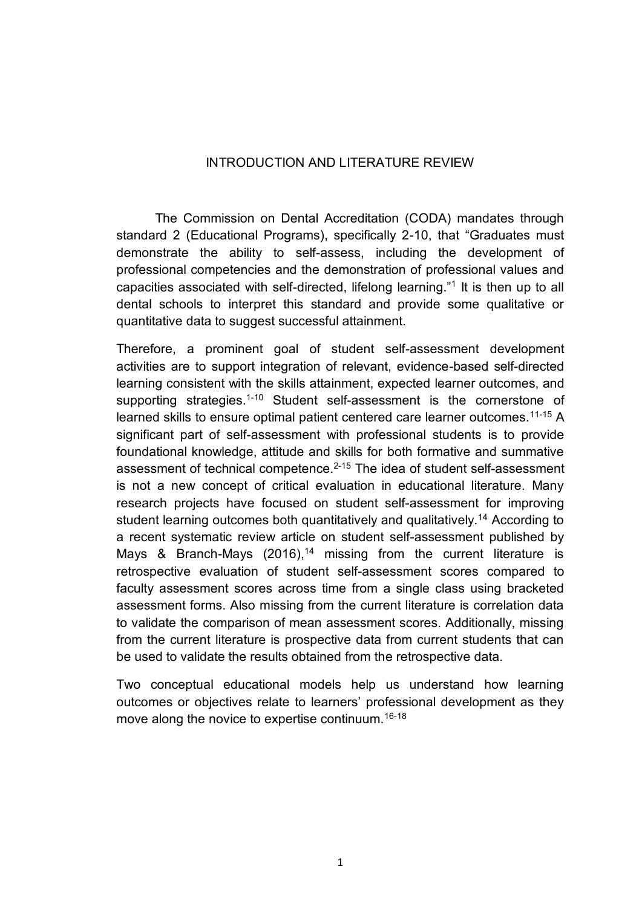# INTRODUCTION AND LITERATURE REVIEW

The Commission on Dental Accreditation (CODA) mandates through standard 2 (Educational Programs), specifically 2-10, that "Graduates must demonstrate the ability to self-assess, including the development of professional competencies and the demonstration of professional values and capacities associated with self-directed, lifelong learning."[1] It is then up to all dental schools to interpret this standard and provide some qualitative or quantitative data to suggest successful attainment.

Therefore, a prominent goal of student self-assessment development activities are to support integration of relevant, evidence-based self-directed learning consistent with the skills attainment, expected learner outcomes, and supporting strategies.[1-10] Student self-assessment is the cornerstone of learned skills to ensure optimal patient centered care learner outcomes.[11-15] A significant part of self-assessment with professional students is to provide foundational knowledge, attitude and skills for both formative and summative assessment of technical competence.[2-15] The idea of student self-assessment is not a new concept of critical evaluation in educational literature. Many research projects have focused on student self-assessment for improving student learning outcomes both quantitatively and qualitatively.[14] According to a recent systematic review article on student self-assessment published by Mays & Branch-Mays (2016),[14] missing from the current literature is retrospective evaluation of student self-assessment scores compared to faculty assessment scores across time from a single class using bracketed assessment forms. Also missing from the current literature is correlation data to validate the comparison of mean assessment scores. Additionally, missing from the current literature is prospective data from current students that can be used to validate the results obtained from the retrospective data.

Two conceptual educational models help us understand how learning outcomes or objectives relate to learners' professional development as they move along the novice to expertise continuum.[16-18]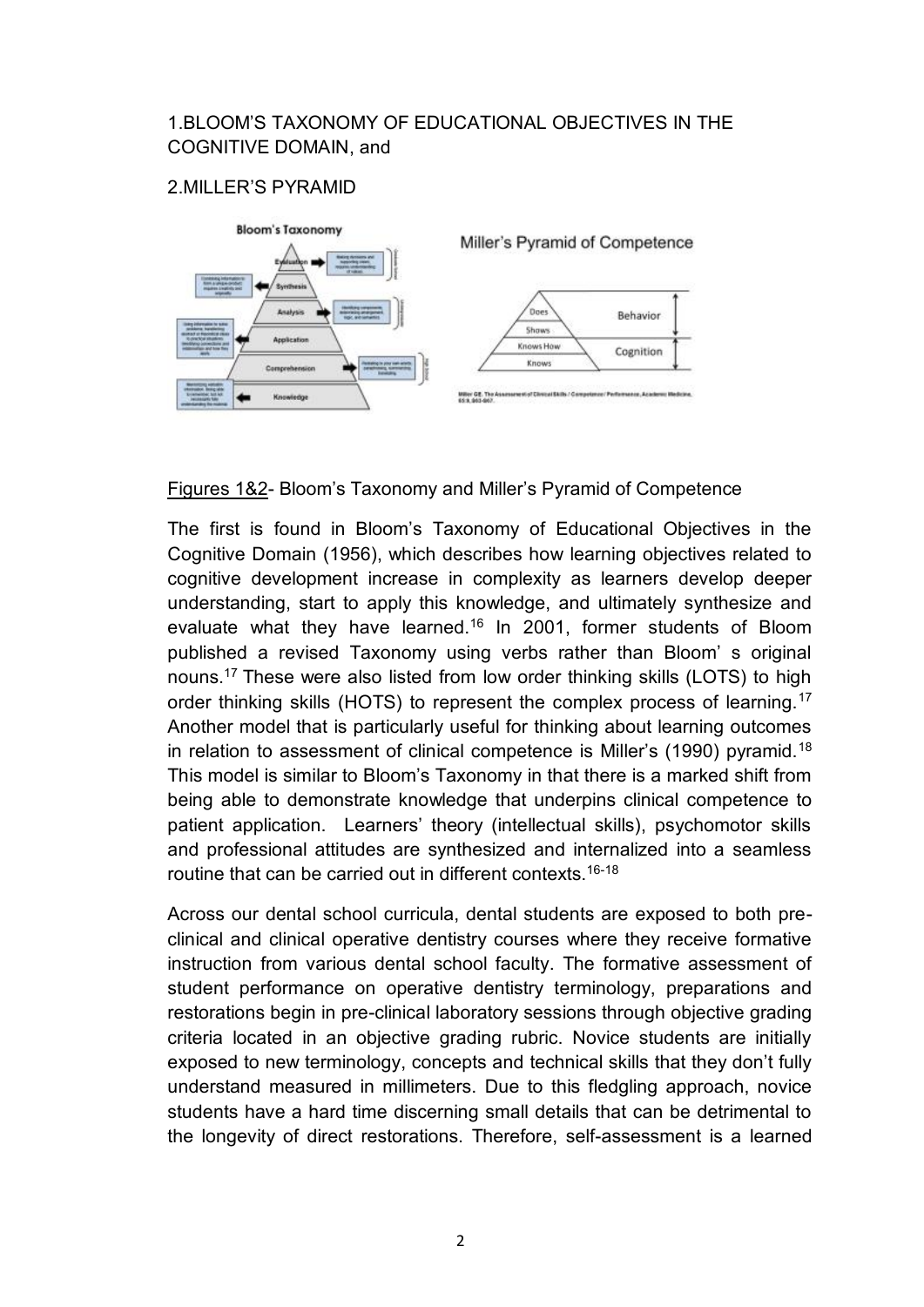1.BLOOM'S TAXONOMY OF EDUCATIONAL OBJECTIVES IN THE COGNITIVE DOMAIN, and

2.MILLER'S PYRAMID

Figures 1&2- Bloom's Taxonomy and Miller's Pyramid of Competence

The first is found in Bloom's Taxonomy of Educational Objectives in the Cognitive Domain (1956), which describes how learning objectives related to cognitive development increase in complexity as learners develop deeper understanding, start to apply this knowledge, and ultimately synthesize and evaluate what they have learned.[16] In 2001, former students of Bloom published a revised Taxonomy using verbs rather than Bloom' s original nouns.[17] These were also listed from low order thinking skills (LOTS) to high order thinking skills (HOTS) to represent the complex process of learning.[17] Another model that is particularly useful for thinking about learning outcomes in relation to assessment of clinical competence is Miller's (1990) pyramid.[18] This model is similar to Bloom's Taxonomy in that there is a marked shift from being able to demonstrate knowledge that underpins clinical competence to patient application. Learners' theory (intellectual skills), psychomotor skills and professional attitudes are synthesized and internalized into a seamless routine that can be carried out in different contexts.[16-18]

Across our dental school curricula, dental students are exposed to both pre-clinical and clinical operative dentistry courses where they receive formative instruction from various dental school faculty. The formative assessment of student performance on operative dentistry terminology, preparations and restorations begin in pre-clinical laboratory sessions through objective grading criteria located in an objective grading rubric. Novice students are initially exposed to new terminology, concepts and technical skills that they don't fully understand measured in millimeters. Due to this fledgling approach, novice students have a hard time discerning small details that can be detrimental to the longevity of direct restorations. Therefore, self-assessment is a learned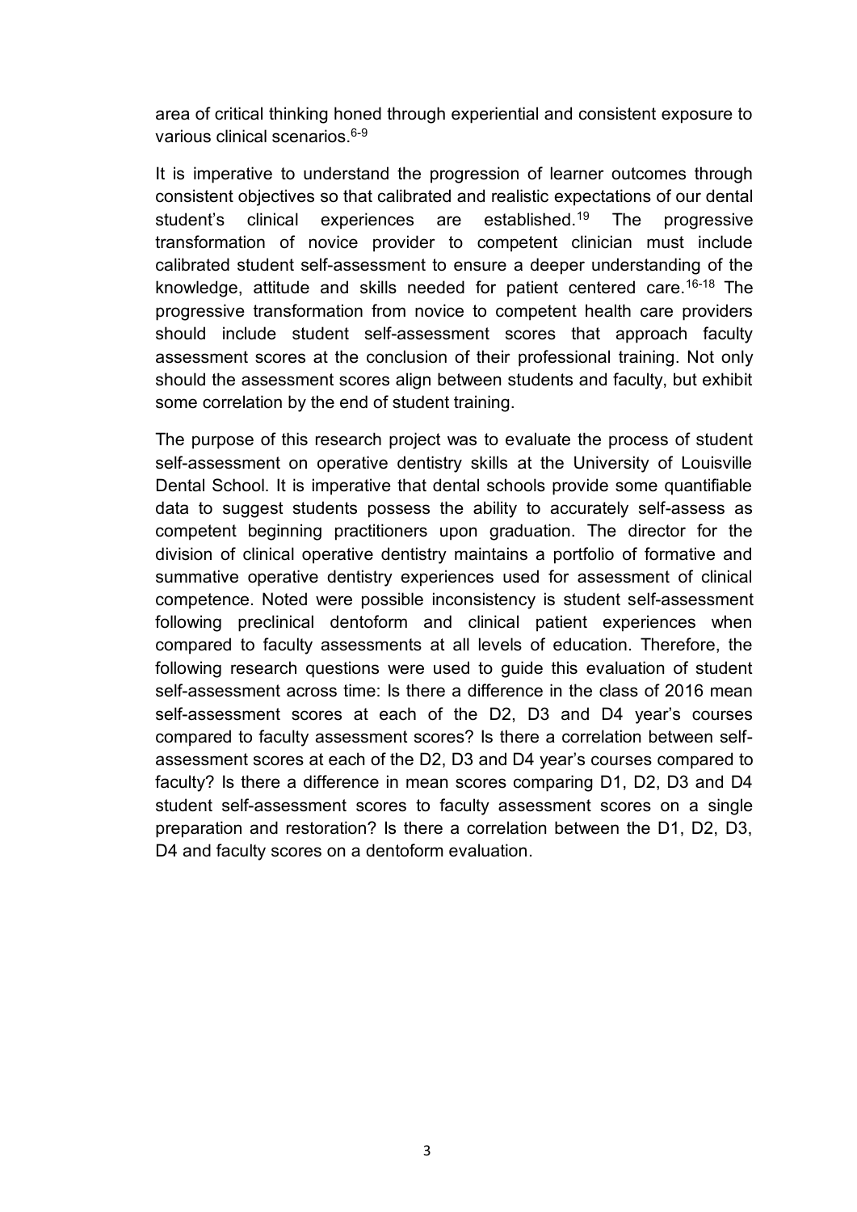area of critical thinking honed through experiential and consistent exposure to various clinical scenarios.[6-9]

It is imperative to understand the progression of learner outcomes through consistent objectives so that calibrated and realistic expectations of our dental student's clinical experiences are established.[19] The progressive transformation of novice provider to competent clinician must include calibrated student self-assessment to ensure a deeper understanding of the knowledge, attitude and skills needed for patient centered care.[16-18] The progressive transformation from novice to competent health care providers should include student self-assessment scores that approach faculty assessment scores at the conclusion of their professional training. Not only should the assessment scores align between students and faculty, but exhibit some correlation by the end of student training.

The purpose of this research project was to evaluate the process of student self-assessment on operative dentistry skills at the University of Louisville Dental School. It is imperative that dental schools provide some quantifiable data to suggest students possess the ability to accurately self-assess as competent beginning practitioners upon graduation. The director for the division of clinical operative dentistry maintains a portfolio of formative and summative operative dentistry experiences used for assessment of clinical competence. Noted were possible inconsistency is student self-assessment following preclinical dentoform and clinical patient experiences when compared to faculty assessments at all levels of education. Therefore, the following research questions were used to guide this evaluation of student self-assessment across time: Is there a difference in the class of 2016 mean self-assessment scores at each of the D2, D3 and D4 year's courses compared to faculty assessment scores? Is there a correlation between self-assessment scores at each of the D2, D3 and D4 year's courses compared to faculty? Is there a difference in mean scores comparing D1, D2, D3 and D4 student self-assessment scores to faculty assessment scores on a single preparation and restoration? Is there a correlation between the D1, D2, D3, D4 and faculty scores on a dentoform evaluation.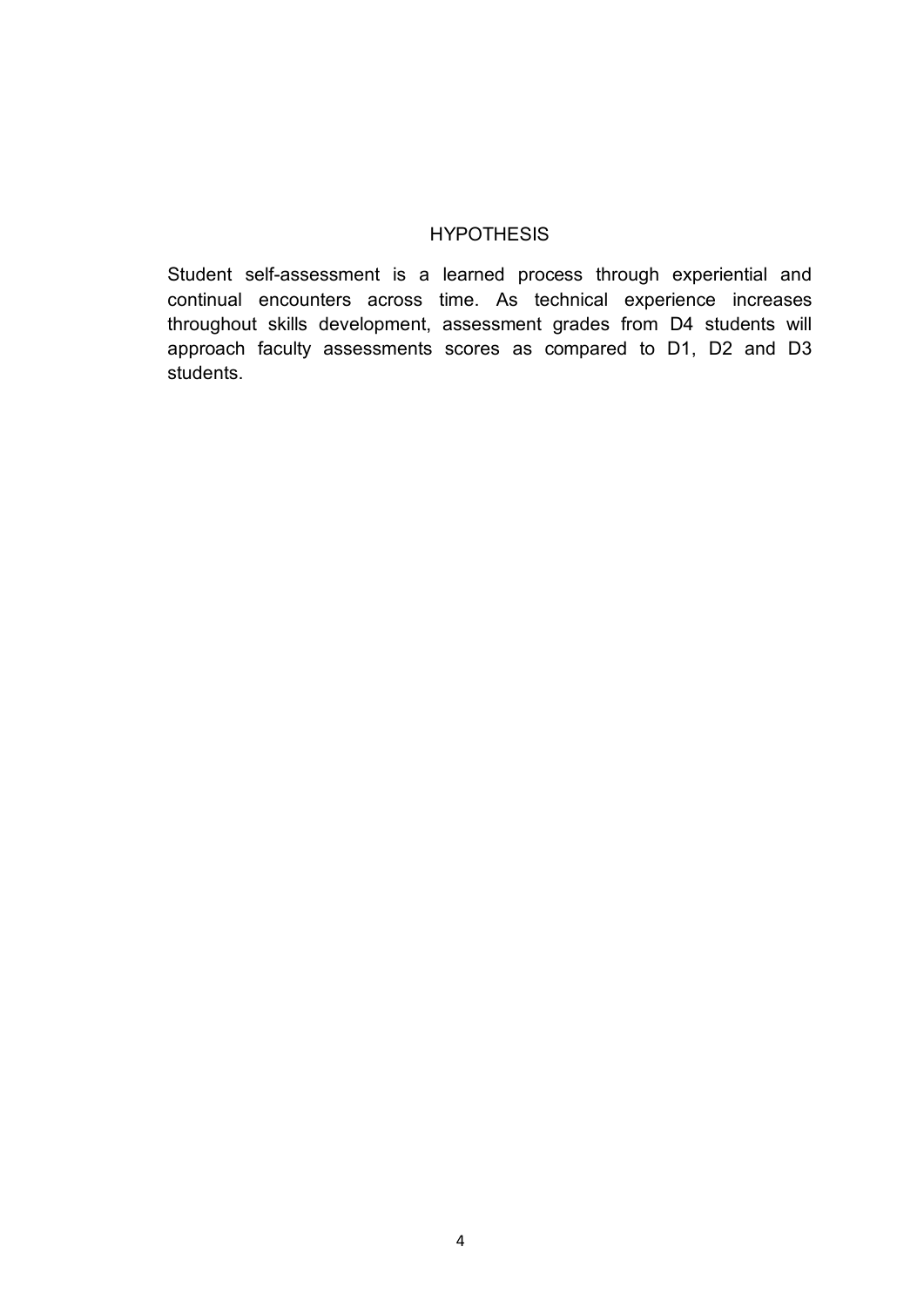# HYPOTHESIS

Student self-assessment is a learned process through experiential and continual encounters across time. As technical experience increases throughout skills development, assessment grades from D4 students will approach faculty assessments scores as compared to D1, D2 and D3 students.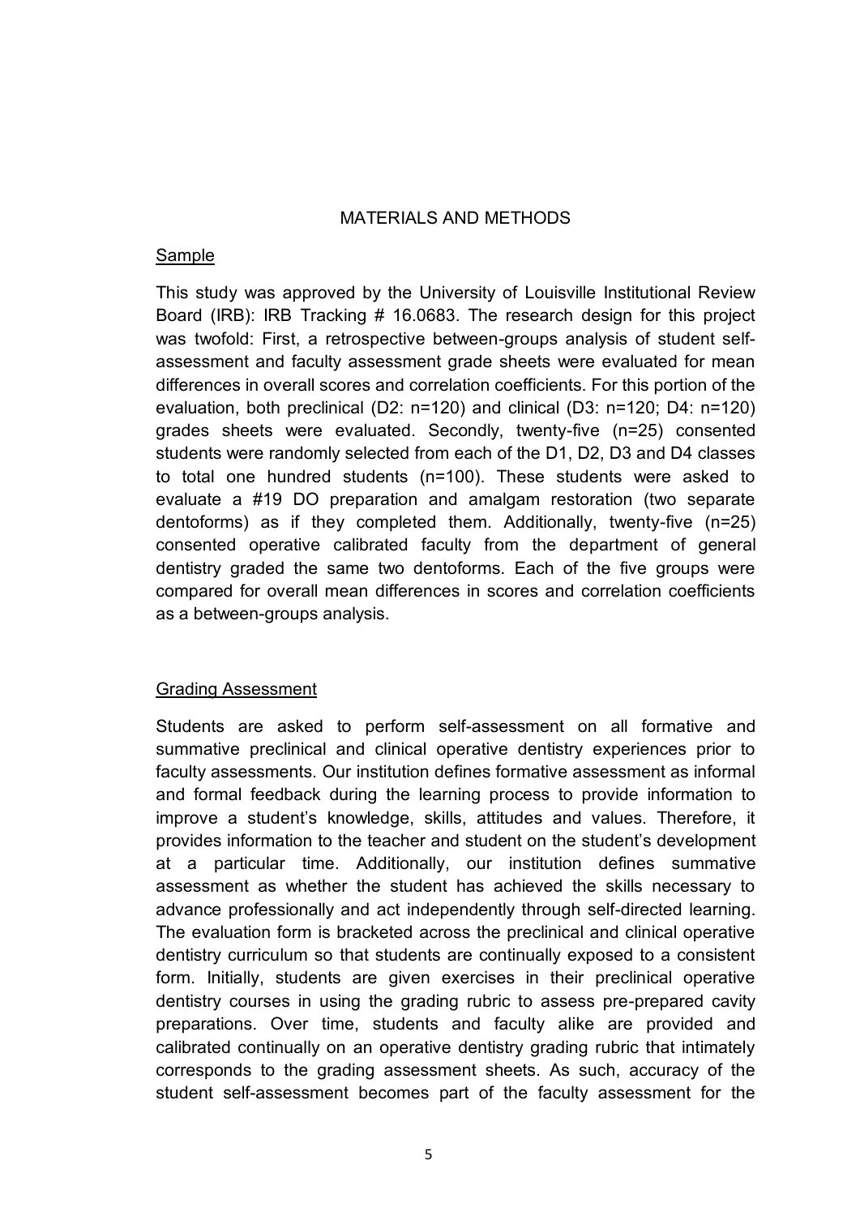## MATERIALS AND METHODS

### Sample

This study was approved by the University of Louisville Institutional Review Board (IRB): IRB Tracking # 16.0683. The research design for this project was twofold: First, a retrospective between-groups analysis of student self-assessment and faculty assessment grade sheets were evaluated for mean differences in overall scores and correlation coefficients. For this portion of the evaluation, both preclinical (D2: n=120) and clinical (D3: n=120; D4: n=120) grades sheets were evaluated. Secondly, twenty-five (n=25) consented students were randomly selected from each of the D1, D2, D3 and D4 classes to total one hundred students (n=100). These students were asked to evaluate a #19 DO preparation and amalgam restoration (two separate dentoforms) as if they completed them. Additionally, twenty-five (n=25) consented operative calibrated faculty from the department of general dentistry graded the same two dentoforms. Each of the five groups were compared for overall mean differences in scores and correlation coefficients as a between-groups analysis.

### Grading Assessment

Students are asked to perform self-assessment on all formative and summative preclinical and clinical operative dentistry experiences prior to faculty assessments. Our institution defines formative assessment as informal and formal feedback during the learning process to provide information to improve a student's knowledge, skills, attitudes and values. Therefore, it provides information to the teacher and student on the student's development at a particular time. Additionally, our institution defines summative assessment as whether the student has achieved the skills necessary to advance professionally and act independently through self-directed learning. The evaluation form is bracketed across the preclinical and clinical operative dentistry curriculum so that students are continually exposed to a consistent form. Initially, students are given exercises in their preclinical operative dentistry courses in using the grading rubric to assess pre-prepared cavity preparations. Over time, students and faculty alike are provided and calibrated continually on an operative dentistry grading rubric that intimately corresponds to the grading assessment sheets. As such, accuracy of the student self-assessment becomes part of the faculty assessment for the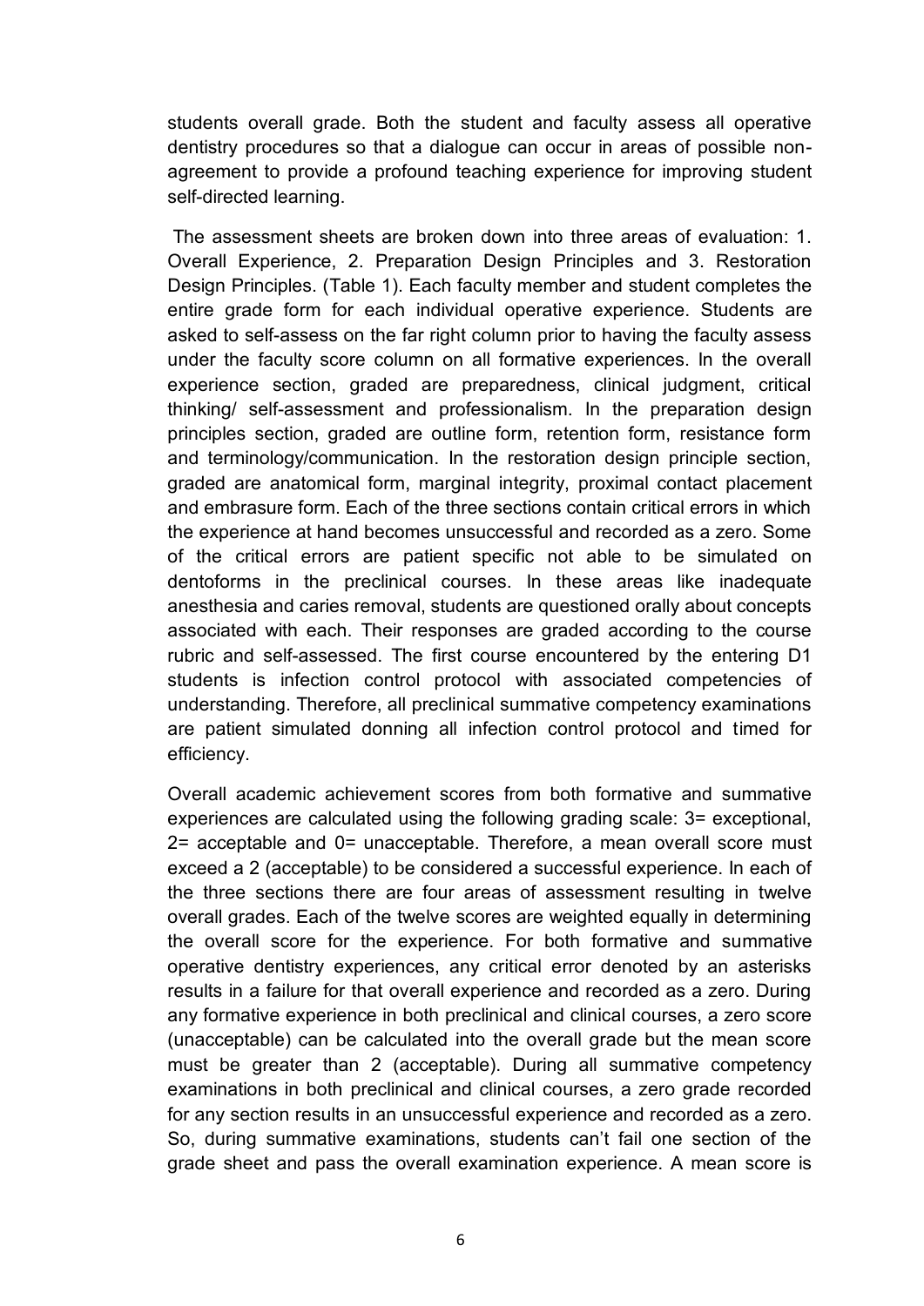students overall grade. Both the student and faculty assess all operative dentistry procedures so that a dialogue can occur in areas of possible non-agreement to provide a profound teaching experience for improving student self-directed learning.

The assessment sheets are broken down into three areas of evaluation: 1. Overall Experience, 2. Preparation Design Principles and 3. Restoration Design Principles. (Table 1). Each faculty member and student completes the entire grade form for each individual operative experience. Students are asked to self-assess on the far right column prior to having the faculty assess under the faculty score column on all formative experiences. In the overall experience section, graded are preparedness, clinical judgment, critical thinking/ self-assessment and professionalism. In the preparation design principles section, graded are outline form, retention form, resistance form and terminology/communication. In the restoration design principle section, graded are anatomical form, marginal integrity, proximal contact placement and embrasure form. Each of the three sections contain critical errors in which the experience at hand becomes unsuccessful and recorded as a zero. Some of the critical errors are patient specific not able to be simulated on dentoforms in the preclinical courses. In these areas like inadequate anesthesia and caries removal, students are questioned orally about concepts associated with each. Their responses are graded according to the course rubric and self-assessed. The first course encountered by the entering D1 students is infection control protocol with associated competencies of understanding. Therefore, all preclinical summative competency examinations are patient simulated donning all infection control protocol and timed for efficiency.

Overall academic achievement scores from both formative and summative experiences are calculated using the following grading scale: 3= exceptional, 2= acceptable and 0= unacceptable. Therefore, a mean overall score must exceed a 2 (acceptable) to be considered a successful experience. In each of the three sections there are four areas of assessment resulting in twelve overall grades. Each of the twelve scores are weighted equally in determining the overall score for the experience. For both formative and summative operative dentistry experiences, any critical error denoted by an asterisks results in a failure for that overall experience and recorded as a zero. During any formative experience in both preclinical and clinical courses, a zero score (unacceptable) can be calculated into the overall grade but the mean score must be greater than 2 (acceptable). During all summative competency examinations in both preclinical and clinical courses, a zero grade recorded for any section results in an unsuccessful experience and recorded as a zero. So, during summative examinations, students can't fail one section of the grade sheet and pass the overall examination experience. A mean score is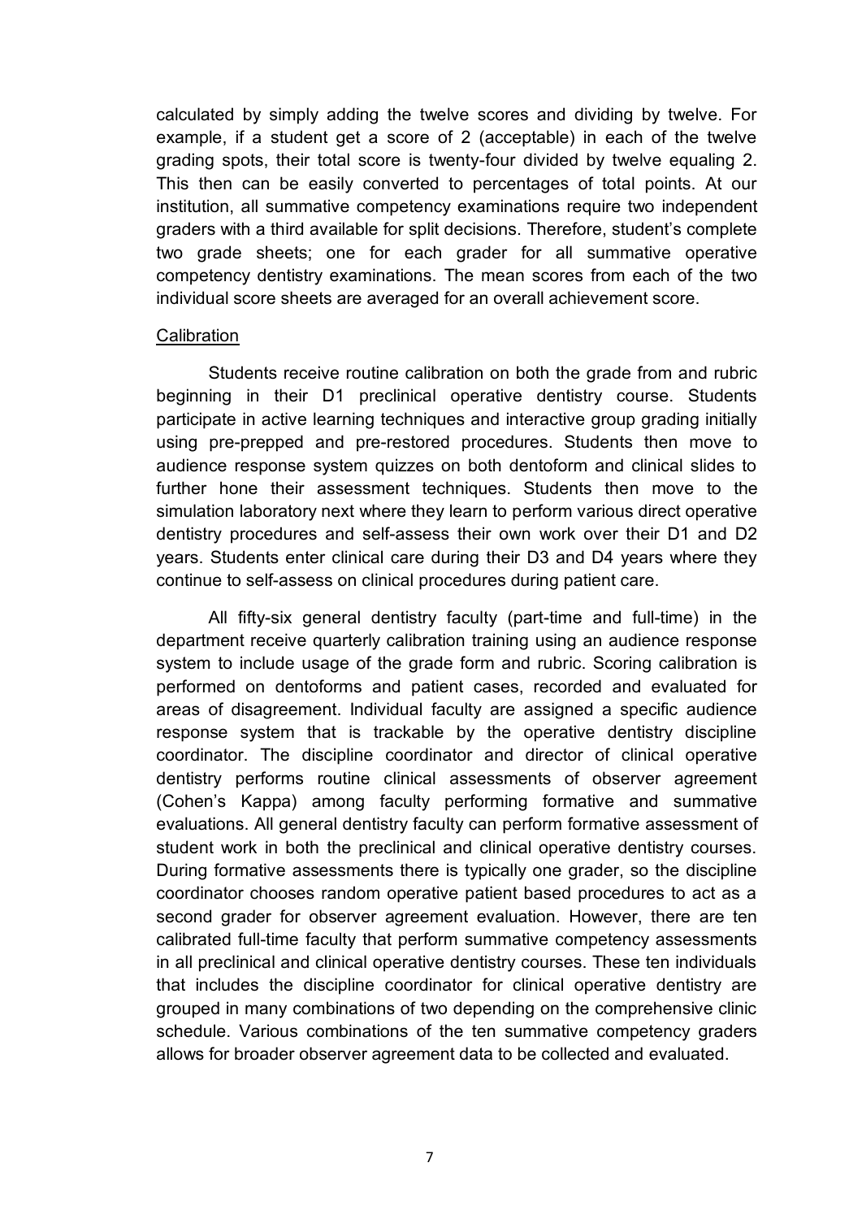calculated by simply adding the twelve scores and dividing by twelve. For example, if a student get a score of 2 (acceptable) in each of the twelve grading spots, their total score is twenty-four divided by twelve equaling 2. This then can be easily converted to percentages of total points. At our institution, all summative competency examinations require two independent graders with a third available for split decisions. Therefore, student's complete two grade sheets; one for each grader for all summative operative competency dentistry examinations. The mean scores from each of the two individual score sheets are averaged for an overall achievement score.

Calibration

Students receive routine calibration on both the grade from and rubric beginning in their D1 preclinical operative dentistry course. Students participate in active learning techniques and interactive group grading initially using pre-prepped and pre-restored procedures. Students then move to audience response system quizzes on both dentoform and clinical slides to further hone their assessment techniques. Students then move to the simulation laboratory next where they learn to perform various direct operative dentistry procedures and self-assess their own work over their D1 and D2 years. Students enter clinical care during their D3 and D4 years where they continue to self-assess on clinical procedures during patient care.

All fifty-six general dentistry faculty (part-time and full-time) in the department receive quarterly calibration training using an audience response system to include usage of the grade form and rubric. Scoring calibration is performed on dentoforms and patient cases, recorded and evaluated for areas of disagreement. Individual faculty are assigned a specific audience response system that is trackable by the operative dentistry discipline coordinator. The discipline coordinator and director of clinical operative dentistry performs routine clinical assessments of observer agreement (Cohen's Kappa) among faculty performing formative and summative evaluations. All general dentistry faculty can perform formative assessment of student work in both the preclinical and clinical operative dentistry courses. During formative assessments there is typically one grader, so the discipline coordinator chooses random operative patient based procedures to act as a second grader for observer agreement evaluation. However, there are ten calibrated full-time faculty that perform summative competency assessments in all preclinical and clinical operative dentistry courses. These ten individuals that includes the discipline coordinator for clinical operative dentistry are grouped in many combinations of two depending on the comprehensive clinic schedule. Various combinations of the ten summative competency graders allows for broader observer agreement data to be collected and evaluated.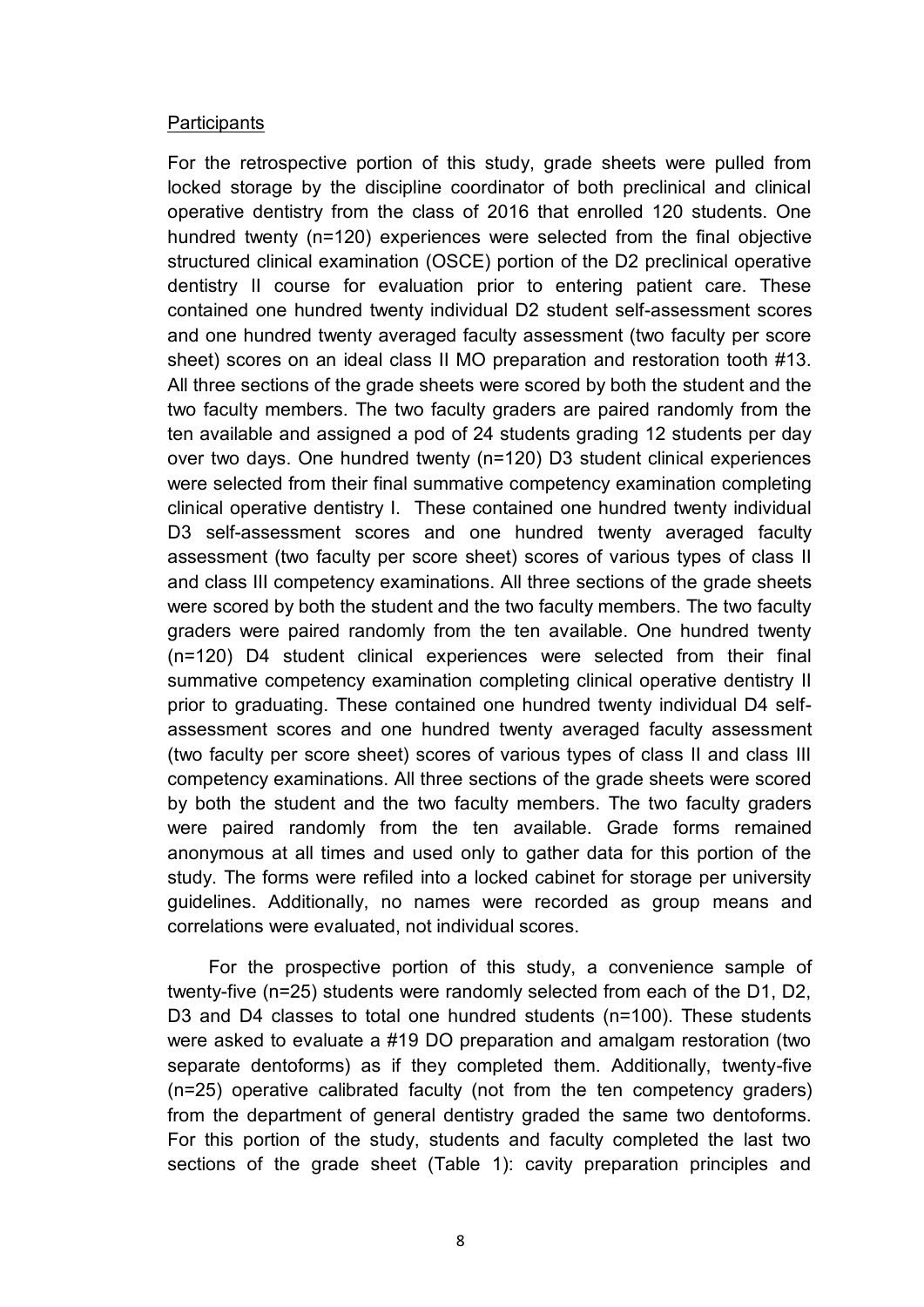Participants

For the retrospective portion of this study, grade sheets were pulled from locked storage by the discipline coordinator of both preclinical and clinical operative dentistry from the class of 2016 that enrolled 120 students. One hundred twenty (n=120) experiences were selected from the final objective structured clinical examination (OSCE) portion of the D2 preclinical operative dentistry II course for evaluation prior to entering patient care. These contained one hundred twenty individual D2 student self-assessment scores and one hundred twenty averaged faculty assessment (two faculty per score sheet) scores on an ideal class II MO preparation and restoration tooth #13. All three sections of the grade sheets were scored by both the student and the two faculty members. The two faculty graders are paired randomly from the ten available and assigned a pod of 24 students grading 12 students per day over two days. One hundred twenty (n=120) D3 student clinical experiences were selected from their final summative competency examination completing clinical operative dentistry I. These contained one hundred twenty individual D3 self-assessment scores and one hundred twenty averaged faculty assessment (two faculty per score sheet) scores of various types of class II and class III competency examinations. All three sections of the grade sheets were scored by both the student and the two faculty members. The two faculty graders were paired randomly from the ten available. One hundred twenty (n=120) D4 student clinical experiences were selected from their final summative competency examination completing clinical operative dentistry II prior to graduating. These contained one hundred twenty individual D4 self-assessment scores and one hundred twenty averaged faculty assessment (two faculty per score sheet) scores of various types of class II and class III competency examinations. All three sections of the grade sheets were scored by both the student and the two faculty members. The two faculty graders were paired randomly from the ten available. Grade forms remained anonymous at all times and used only to gather data for this portion of the study. The forms were refiled into a locked cabinet for storage per university guidelines. Additionally, no names were recorded as group means and correlations were evaluated, not individual scores.

For the prospective portion of this study, a convenience sample of twenty-five (n=25) students were randomly selected from each of the D1, D2, D3 and D4 classes to total one hundred students (n=100). These students were asked to evaluate a #19 DO preparation and amalgam restoration (two separate dentoforms) as if they completed them. Additionally, twenty-five (n=25) operative calibrated faculty (not from the ten competency graders) from the department of general dentistry graded the same two dentoforms. For this portion of the study, students and faculty completed the last two sections of the grade sheet (Table 1): cavity preparation principles and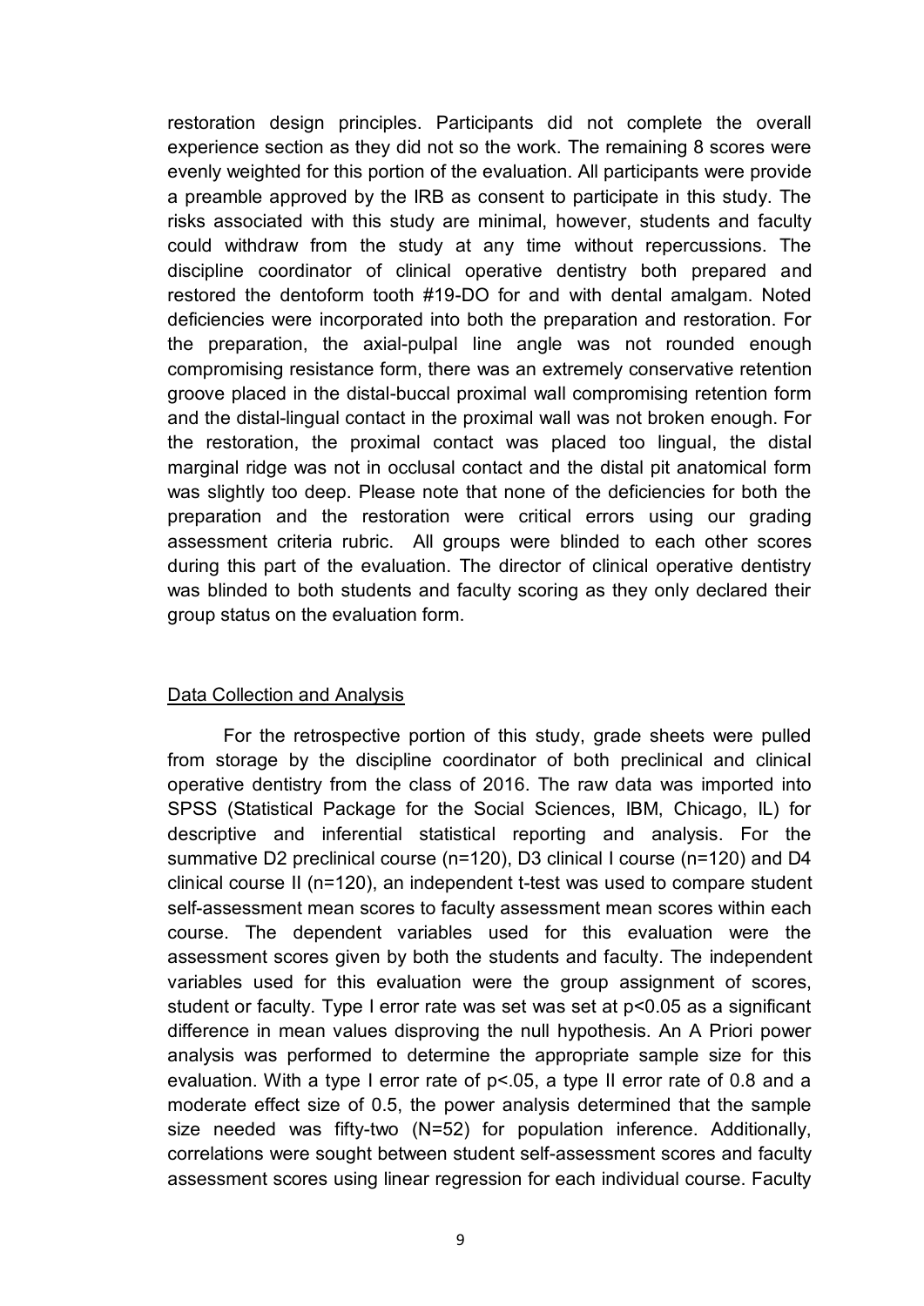restoration design principles. Participants did not complete the overall experience section as they did not so the work. The remaining 8 scores were evenly weighted for this portion of the evaluation. All participants were provide a preamble approved by the IRB as consent to participate in this study. The risks associated with this study are minimal, however, students and faculty could withdraw from the study at any time without repercussions. The discipline coordinator of clinical operative dentistry both prepared and restored the dentoform tooth #19-DO for and with dental amalgam. Noted deficiencies were incorporated into both the preparation and restoration. For the preparation, the axial-pulpal line angle was not rounded enough compromising resistance form, there was an extremely conservative retention groove placed in the distal-buccal proximal wall compromising retention form and the distal-lingual contact in the proximal wall was not broken enough. For the restoration, the proximal contact was placed too lingual, the distal marginal ridge was not in occlusal contact and the distal pit anatomical form was slightly too deep. Please note that none of the deficiencies for both the preparation and the restoration were critical errors using our grading assessment criteria rubric. All groups were blinded to each other scores during this part of the evaluation. The director of clinical operative dentistry was blinded to both students and faculty scoring as they only declared their group status on the evaluation form.

## Data Collection and Analysis

For the retrospective portion of this study, grade sheets were pulled from storage by the discipline coordinator of both preclinical and clinical operative dentistry from the class of 2016. The raw data was imported into SPSS (Statistical Package for the Social Sciences, IBM, Chicago, IL) for descriptive and inferential statistical reporting and analysis. For the summative D2 preclinical course (n=120), D3 clinical I course (n=120) and D4 clinical course II (n=120), an independent t-test was used to compare student self-assessment mean scores to faculty assessment mean scores within each course. The dependent variables used for this evaluation were the assessment scores given by both the students and faculty. The independent variables used for this evaluation were the group assignment of scores, student or faculty. Type I error rate was set was set at $p<0.05$ as a significant difference in mean values disproving the null hypothesis. An A Priori power analysis was performed to determine the appropriate sample size for this evaluation. With a type I error rate of $p<.05$, a type II error rate of 0.8 and a moderate effect size of 0.5, the power analysis determined that the sample size needed was fifty-two (N=52) for population inference. Additionally, correlations were sought between student self-assessment scores and faculty assessment scores using linear regression for each individual course. Faculty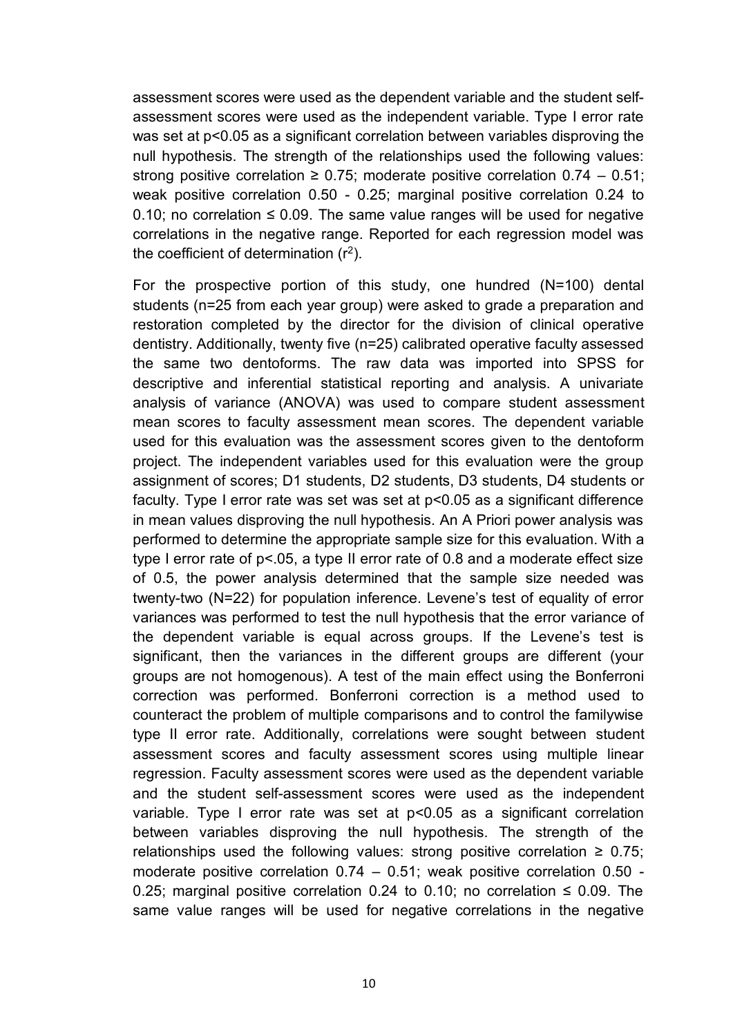assessment scores were used as the dependent variable and the student self-assessment scores were used as the independent variable. Type I error rate was set at $p<0.05$ as a significant correlation between variables disproving the null hypothesis. The strength of the relationships used the following values: strong positive correlation ≥ 0.75; moderate positive correlation 0.74 – 0.51; weak positive correlation 0.50 - 0.25; marginal positive correlation 0.24 to 0.10; no correlation ≤ 0.09. The same value ranges will be used for negative correlations in the negative range. Reported for each regression model was the coefficient of determination ($r^2$).

For the prospective portion of this study, one hundred (N=100) dental students (n=25 from each year group) were asked to grade a preparation and restoration completed by the director for the division of clinical operative dentistry. Additionally, twenty five (n=25) calibrated operative faculty assessed the same two dentoforms. The raw data was imported into SPSS for descriptive and inferential statistical reporting and analysis. A univariate analysis of variance (ANOVA) was used to compare student assessment mean scores to faculty assessment mean scores. The dependent variable used for this evaluation was the assessment scores given to the dentoform project. The independent variables used for this evaluation were the group assignment of scores; D1 students, D2 students, D3 students, D4 students or faculty. Type I error rate was set was set at $p<0.05$ as a significant difference in mean values disproving the null hypothesis. An A Priori power analysis was performed to determine the appropriate sample size for this evaluation. With a type I error rate of $p<.05$, a type II error rate of 0.8 and a moderate effect size of 0.5, the power analysis determined that the sample size needed was twenty-two (N=22) for population inference. Levene's test of equality of error variances was performed to test the null hypothesis that the error variance of the dependent variable is equal across groups. If the Levene's test is significant, then the variances in the different groups are different (your groups are not homogenous). A test of the main effect using the Bonferroni correction was performed. Bonferroni correction is a method used to counteract the problem of multiple comparisons and to control the familywise type II error rate. Additionally, correlations were sought between student assessment scores and faculty assessment scores using multiple linear regression. Faculty assessment scores were used as the dependent variable and the student self-assessment scores were used as the independent variable. Type I error rate was set at $p<0.05$ as a significant correlation between variables disproving the null hypothesis. The strength of the relationships used the following values: strong positive correlation ≥ 0.75; moderate positive correlation 0.74 – 0.51; weak positive correlation 0.50 - 0.25; marginal positive correlation 0.24 to 0.10; no correlation ≤ 0.09. The same value ranges will be used for negative correlations in the negative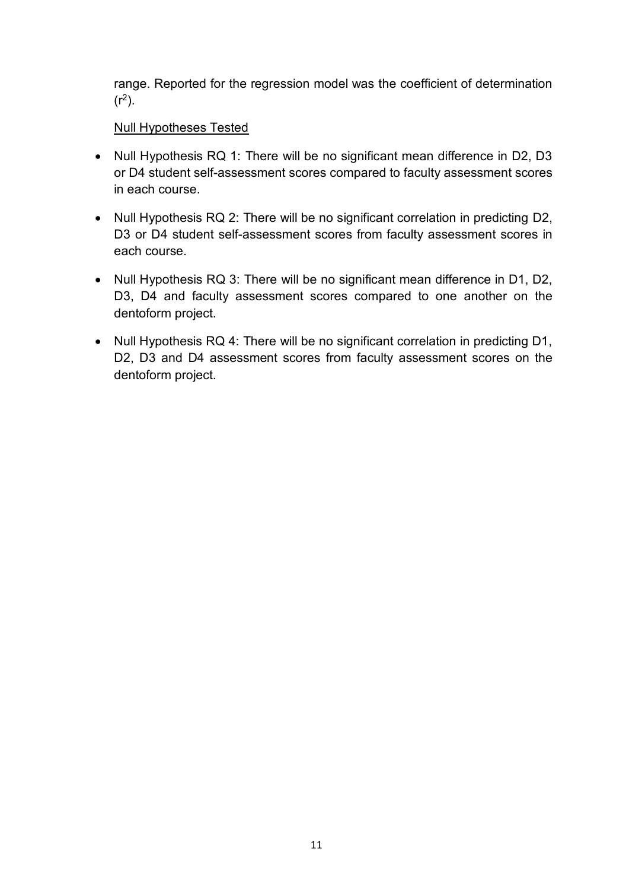range. Reported for the regression model was the coefficient of determination ($r^2$).

Null Hypotheses Tested

- Null Hypothesis RQ 1: There will be no significant mean difference in D2, D3 or D4 student self-assessment scores compared to faculty assessment scores in each course.
- Null Hypothesis RQ 2: There will be no significant correlation in predicting D2, D3 or D4 student self-assessment scores from faculty assessment scores in each course.
- Null Hypothesis RQ 3: There will be no significant mean difference in D1, D2, D3, D4 and faculty assessment scores compared to one another on the dentoform project.
- Null Hypothesis RQ 4: There will be no significant correlation in predicting D1, D2, D3 and D4 assessment scores from faculty assessment scores on the dentoform project.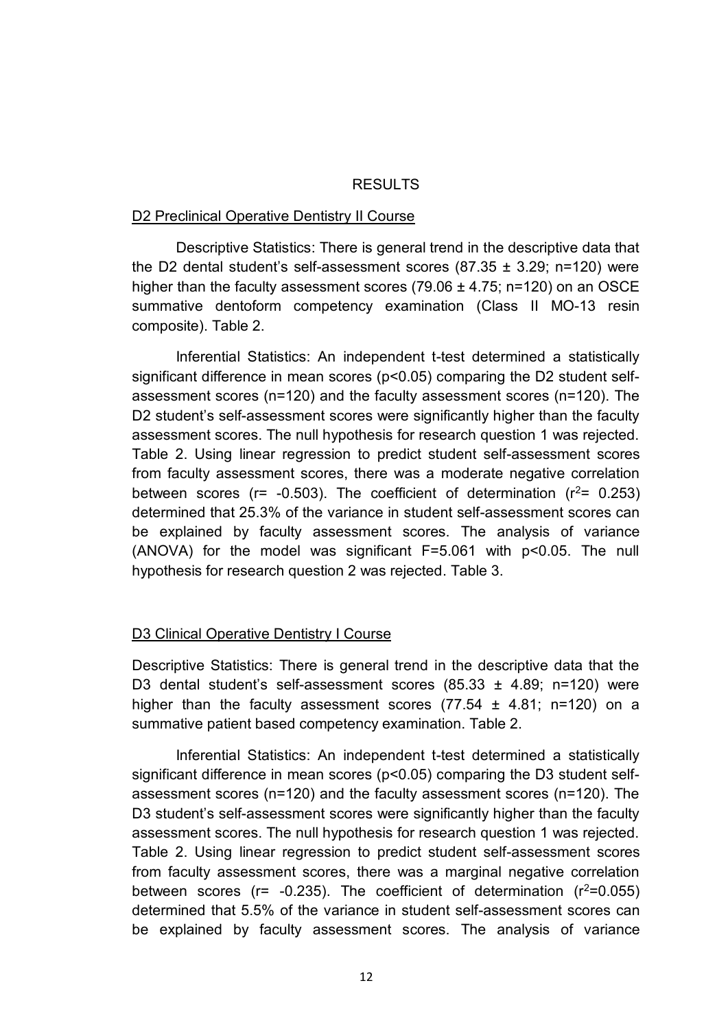# RESULTS

## D2 Preclinical Operative Dentistry II Course

Descriptive Statistics: There is general trend in the descriptive data that the D2 dental student's self-assessment scores (87.35 ± 3.29; n=120) were higher than the faculty assessment scores (79.06 ± 4.75; n=120) on an OSCE summative dentoform competency examination (Class II MO-13 resin composite). Table 2.

Inferential Statistics: An independent t-test determined a statistically significant difference in mean scores ($p<0.05$) comparing the D2 student self-assessment scores (n=120) and the faculty assessment scores (n=120). The D2 student's self-assessment scores were significantly higher than the faculty assessment scores. The null hypothesis for research question 1 was rejected. Table 2. Using linear regression to predict student self-assessment scores from faculty assessment scores, there was a moderate negative correlation between scores ($r= -0.503$). The coefficient of determination ($r^2= 0.253$) determined that 25.3% of the variance in student self-assessment scores can be explained by faculty assessment scores. The analysis of variance (ANOVA) for the model was significant $F=5.061$ with $p<0.05$. The null hypothesis for research question 2 was rejected. Table 3.

## D3 Clinical Operative Dentistry I Course

Descriptive Statistics: There is general trend in the descriptive data that the D3 dental student's self-assessment scores (85.33 ± 4.89; n=120) were higher than the faculty assessment scores (77.54 ± 4.81; n=120) on a summative patient based competency examination. Table 2.

Inferential Statistics: An independent t-test determined a statistically significant difference in mean scores ($p<0.05$) comparing the D3 student self-assessment scores (n=120) and the faculty assessment scores (n=120). The D3 student's self-assessment scores were significantly higher than the faculty assessment scores. The null hypothesis for research question 1 was rejected. Table 2. Using linear regression to predict student self-assessment scores from faculty assessment scores, there was a marginal negative correlation between scores ($r= -0.235$). The coefficient of determination ($r^2=0.055$) determined that 5.5% of the variance in student self-assessment scores can be explained by faculty assessment scores. The analysis of variance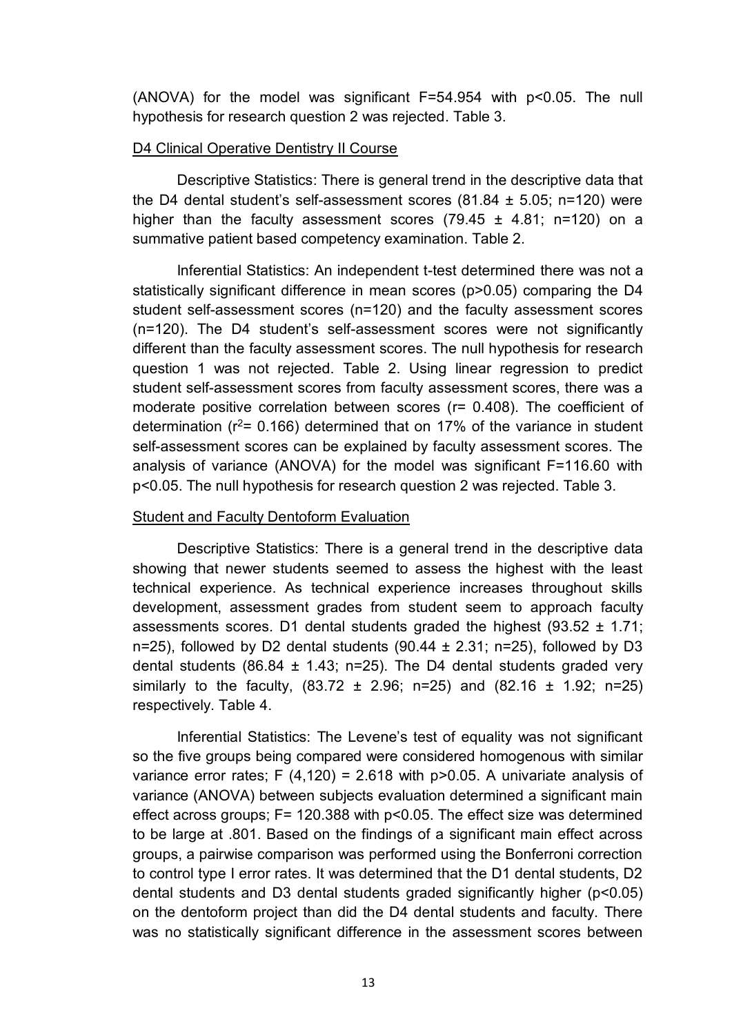(ANOVA) for the model was significant F=54.954 with $p<0.05$. The null hypothesis for research question 2 was rejected. Table 3.

D4 Clinical Operative Dentistry II Course

Descriptive Statistics: There is general trend in the descriptive data that the D4 dental student's self-assessment scores (81.84 ± 5.05; n=120) were higher than the faculty assessment scores (79.45 ± 4.81; n=120) on a summative patient based competency examination. Table 2.

Inferential Statistics: An independent t-test determined there was not a statistically significant difference in mean scores ($p>0.05$) comparing the D4 student self-assessment scores (n=120) and the faculty assessment scores (n=120). The D4 student's self-assessment scores were not significantly different than the faculty assessment scores. The null hypothesis for research question 1 was not rejected. Table 2. Using linear regression to predict student self-assessment scores from faculty assessment scores, there was a moderate positive correlation between scores (r= 0.408). The coefficient of determination ($r^2$= 0.166) determined that on 17% of the variance in student self-assessment scores can be explained by faculty assessment scores. The analysis of variance (ANOVA) for the model was significant F=116.60 with $p<0.05$. The null hypothesis for research question 2 was rejected. Table 3.

Student and Faculty Dentoform Evaluation

Descriptive Statistics: There is a general trend in the descriptive data showing that newer students seemed to assess the highest with the least technical experience. As technical experience increases throughout skills development, assessment grades from student seem to approach faculty assessments scores. D1 dental students graded the highest (93.52 ± 1.71; n=25), followed by D2 dental students (90.44 ± 2.31; n=25), followed by D3 dental students (86.84 ± 1.43; n=25). The D4 dental students graded very similarly to the faculty, (83.72 ± 2.96; n=25) and (82.16 ± 1.92; n=25) respectively. Table 4.

Inferential Statistics: The Levene's test of equality was not significant so the five groups being compared were considered homogenous with similar variance error rates; $F(4,120) = 2.618$ with $p>0.05$. A univariate analysis of variance (ANOVA) between subjects evaluation determined a significant main effect across groups; F= 120.388 with $p<0.05$. The effect size was determined to be large at .801. Based on the findings of a significant main effect across groups, a pairwise comparison was performed using the Bonferroni correction to control type I error rates. It was determined that the D1 dental students, D2 dental students and D3 dental students graded significantly higher ($p<0.05$) on the dentoform project than did the D4 dental students and faculty. There was no statistically significant difference in the assessment scores between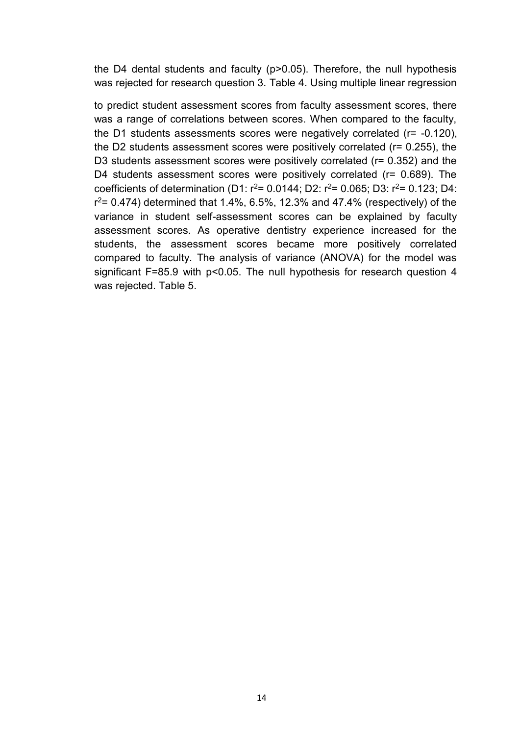the D4 dental students and faculty ($p>0.05$). Therefore, the null hypothesis was rejected for research question 3. Table 4. Using multiple linear regression

to predict student assessment scores from faculty assessment scores, there was a range of correlations between scores. When compared to the faculty, the D1 students assessments scores were negatively correlated ($r= -0.120$), the D2 students assessment scores were positively correlated ($r= 0.255$), the D3 students assessment scores were positively correlated ($r= 0.352$) and the D4 students assessment scores were positively correlated ($r= 0.689$). The coefficients of determination (D1: $r^2= 0.0144$; D2: $r^2= 0.065$; D3: $r^2= 0.123$; D4: $r^2= 0.474$) determined that 1.4%, 6.5%, 12.3% and 47.4% (respectively) of the variance in student self-assessment scores can be explained by faculty assessment scores. As operative dentistry experience increased for the students, the assessment scores became more positively correlated compared to faculty. The analysis of variance (ANOVA) for the model was significant $F=85.9$ with $p<0.05$. The null hypothesis for research question 4 was rejected. Table 5.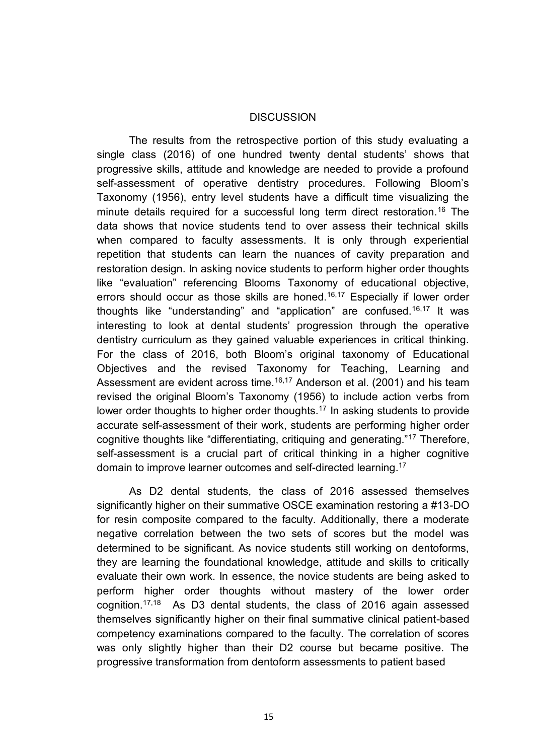# DISCUSSION

The results from the retrospective portion of this study evaluating a single class (2016) of one hundred twenty dental students' shows that progressive skills, attitude and knowledge are needed to provide a profound self-assessment of operative dentistry procedures. Following Bloom's Taxonomy (1956), entry level students have a difficult time visualizing the minute details required for a successful long term direct restoration.[16] The data shows that novice students tend to over assess their technical skills when compared to faculty assessments. It is only through experiential repetition that students can learn the nuances of cavity preparation and restoration design. In asking novice students to perform higher order thoughts like "evaluation" referencing Blooms Taxonomy of educational objective, errors should occur as those skills are honed.[16,17] Especially if lower order thoughts like "understanding" and "application" are confused.[16,17] It was interesting to look at dental students' progression through the operative dentistry curriculum as they gained valuable experiences in critical thinking. For the class of 2016, both Bloom's original taxonomy of Educational Objectives and the revised Taxonomy for Teaching, Learning and Assessment are evident across time.[16,17] Anderson et al. (2001) and his team revised the original Bloom's Taxonomy (1956) to include action verbs from lower order thoughts to higher order thoughts.[17] In asking students to provide accurate self-assessment of their work, students are performing higher order cognitive thoughts like "differentiating, critiquing and generating."[17] Therefore, self-assessment is a crucial part of critical thinking in a higher cognitive domain to improve learner outcomes and self-directed learning.[17]

As D2 dental students, the class of 2016 assessed themselves significantly higher on their summative OSCE examination restoring a #13-DO for resin composite compared to the faculty. Additionally, there a moderate negative correlation between the two sets of scores but the model was determined to be significant. As novice students still working on dentoforms, they are learning the foundational knowledge, attitude and skills to critically evaluate their own work. In essence, the novice students are being asked to perform higher order thoughts without mastery of the lower order cognition.[17,18] As D3 dental students, the class of 2016 again assessed themselves significantly higher on their final summative clinical patient-based competency examinations compared to the faculty. The correlation of scores was only slightly higher than their D2 course but became positive. The progressive transformation from dentoform assessments to patient based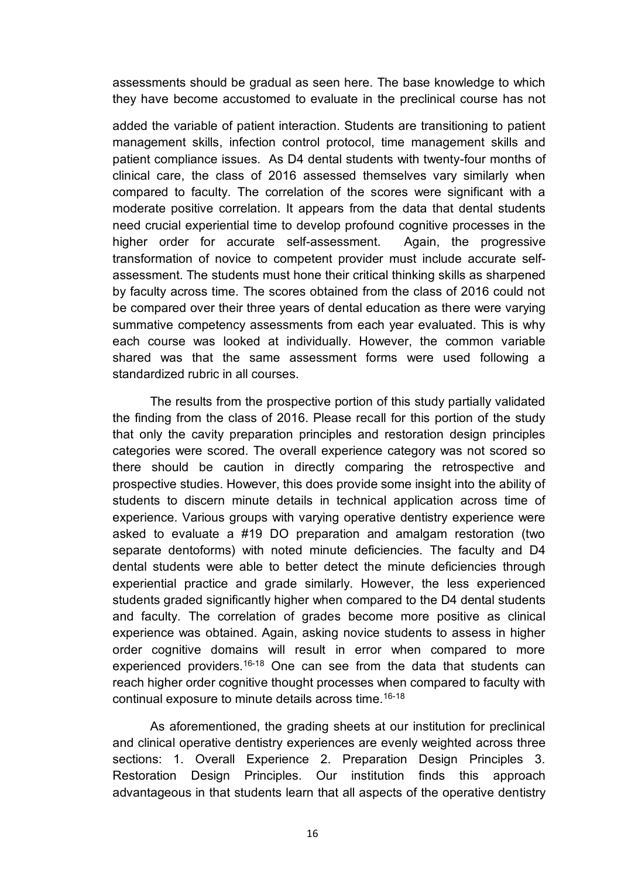assessments should be gradual as seen here. The base knowledge to which they have become accustomed to evaluate in the preclinical course has not

added the variable of patient interaction. Students are transitioning to patient management skills, infection control protocol, time management skills and patient compliance issues. As D4 dental students with twenty-four months of clinical care, the class of 2016 assessed themselves vary similarly when compared to faculty. The correlation of the scores were significant with a moderate positive correlation. It appears from the data that dental students need crucial experiential time to develop profound cognitive processes in the higher order for accurate self-assessment. Again, the progressive transformation of novice to competent provider must include accurate self-assessment. The students must hone their critical thinking skills as sharpened by faculty across time. The scores obtained from the class of 2016 could not be compared over their three years of dental education as there were varying summative competency assessments from each year evaluated. This is why each course was looked at individually. However, the common variable shared was that the same assessment forms were used following a standardized rubric in all courses.

The results from the prospective portion of this study partially validated the finding from the class of 2016. Please recall for this portion of the study that only the cavity preparation principles and restoration design principles categories were scored. The overall experience category was not scored so there should be caution in directly comparing the retrospective and prospective studies. However, this does provide some insight into the ability of students to discern minute details in technical application across time of experience. Various groups with varying operative dentistry experience were asked to evaluate a #19 DO preparation and amalgam restoration (two separate dentoforms) with noted minute deficiencies. The faculty and D4 dental students were able to better detect the minute deficiencies through experiential practice and grade similarly. However, the less experienced students graded significantly higher when compared to the D4 dental students and faculty. The correlation of grades become more positive as clinical experience was obtained. Again, asking novice students to assess in higher order cognitive domains will result in error when compared to more experienced providers.[16-18] One can see from the data that students can reach higher order cognitive thought processes when compared to faculty with continual exposure to minute details across time.[16-18]

As aforementioned, the grading sheets at our institution for preclinical and clinical operative dentistry experiences are evenly weighted across three sections: 1. Overall Experience 2. Preparation Design Principles 3. Restoration Design Principles. Our institution finds this approach advantageous in that students learn that all aspects of the operative dentistry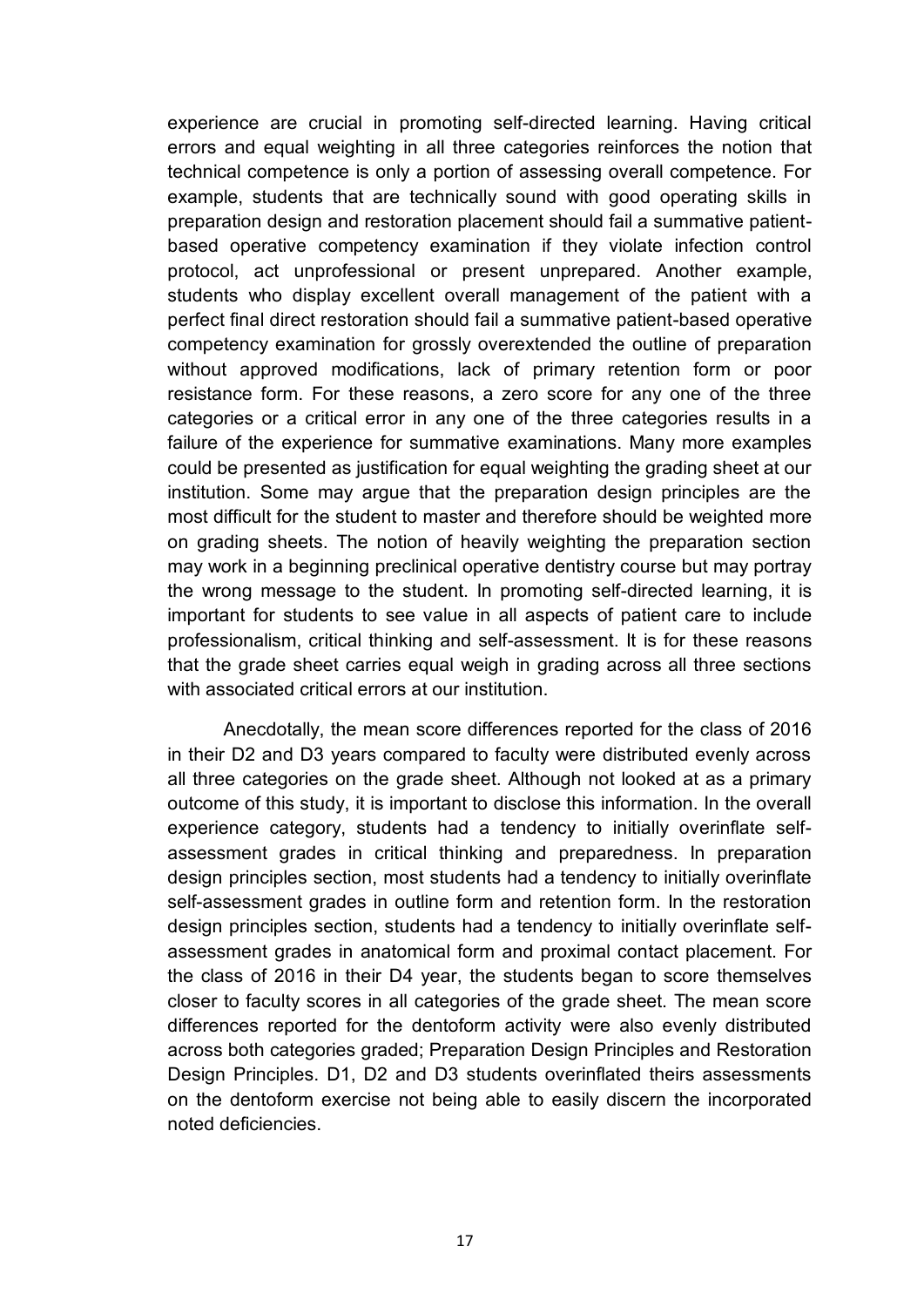experience are crucial in promoting self-directed learning. Having critical errors and equal weighting in all three categories reinforces the notion that technical competence is only a portion of assessing overall competence. For example, students that are technically sound with good operating skills in preparation design and restoration placement should fail a summative patient-based operative competency examination if they violate infection control protocol, act unprofessional or present unprepared. Another example, students who display excellent overall management of the patient with a perfect final direct restoration should fail a summative patient-based operative competency examination for grossly overextended the outline of preparation without approved modifications, lack of primary retention form or poor resistance form. For these reasons, a zero score for any one of the three categories or a critical error in any one of the three categories results in a failure of the experience for summative examinations. Many more examples could be presented as justification for equal weighting the grading sheet at our institution. Some may argue that the preparation design principles are the most difficult for the student to master and therefore should be weighted more on grading sheets. The notion of heavily weighting the preparation section may work in a beginning preclinical operative dentistry course but may portray the wrong message to the student. In promoting self-directed learning, it is important for students to see value in all aspects of patient care to include professionalism, critical thinking and self-assessment. It is for these reasons that the grade sheet carries equal weigh in grading across all three sections with associated critical errors at our institution.

Anecdotally, the mean score differences reported for the class of 2016 in their D2 and D3 years compared to faculty were distributed evenly across all three categories on the grade sheet. Although not looked at as a primary outcome of this study, it is important to disclose this information. In the overall experience category, students had a tendency to initially overinflate self-assessment grades in critical thinking and preparedness. In preparation design principles section, most students had a tendency to initially overinflate self-assessment grades in outline form and retention form. In the restoration design principles section, students had a tendency to initially overinflate self-assessment grades in anatomical form and proximal contact placement. For the class of 2016 in their D4 year, the students began to score themselves closer to faculty scores in all categories of the grade sheet. The mean score differences reported for the dentoform activity were also evenly distributed across both categories graded; Preparation Design Principles and Restoration Design Principles. D1, D2 and D3 students overinflated theirs assessments on the dentoform exercise not being able to easily discern the incorporated noted deficiencies.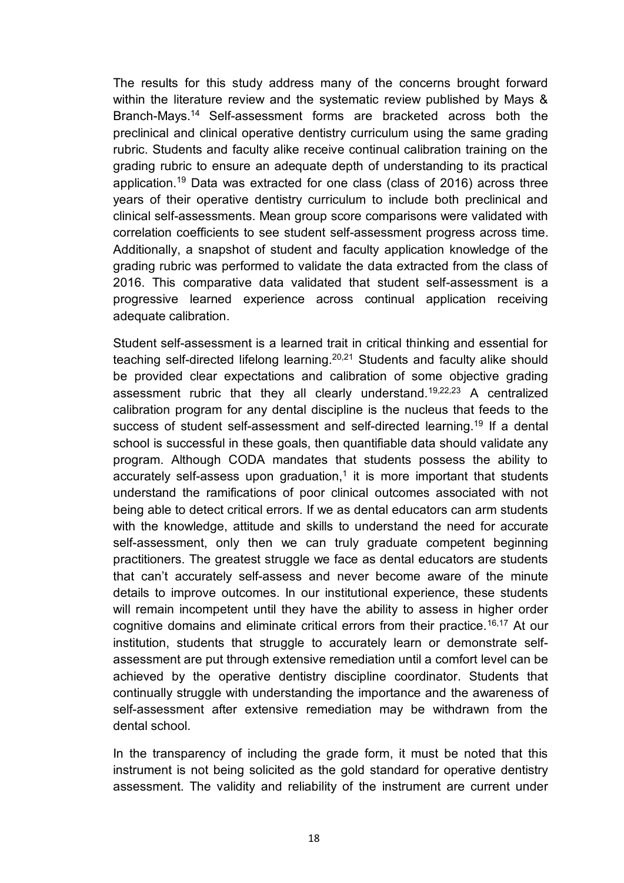The results for this study address many of the concerns brought forward within the literature review and the systematic review published by Mays & Branch-Mays.[14] Self-assessment forms are bracketed across both the preclinical and clinical operative dentistry curriculum using the same grading rubric. Students and faculty alike receive continual calibration training on the grading rubric to ensure an adequate depth of understanding to its practical application.[19] Data was extracted for one class (class of 2016) across three years of their operative dentistry curriculum to include both preclinical and clinical self-assessments. Mean group score comparisons were validated with correlation coefficients to see student self-assessment progress across time. Additionally, a snapshot of student and faculty application knowledge of the grading rubric was performed to validate the data extracted from the class of 2016. This comparative data validated that student self-assessment is a progressive learned experience across continual application receiving adequate calibration.

Student self-assessment is a learned trait in critical thinking and essential for teaching self-directed lifelong learning.[20,21] Students and faculty alike should be provided clear expectations and calibration of some objective grading assessment rubric that they all clearly understand.[19,22,23] A centralized calibration program for any dental discipline is the nucleus that feeds to the success of student self-assessment and self-directed learning.[19] If a dental school is successful in these goals, then quantifiable data should validate any program. Although CODA mandates that students possess the ability to accurately self-assess upon graduation,[1] it is more important that students understand the ramifications of poor clinical outcomes associated with not being able to detect critical errors. If we as dental educators can arm students with the knowledge, attitude and skills to understand the need for accurate self-assessment, only then we can truly graduate competent beginning practitioners. The greatest struggle we face as dental educators are students that can't accurately self-assess and never become aware of the minute details to improve outcomes. In our institutional experience, these students will remain incompetent until they have the ability to assess in higher order cognitive domains and eliminate critical errors from their practice.[16,17] At our institution, students that struggle to accurately learn or demonstrate self-assessment are put through extensive remediation until a comfort level can be achieved by the operative dentistry discipline coordinator. Students that continually struggle with understanding the importance and the awareness of self-assessment after extensive remediation may be withdrawn from the dental school.

In the transparency of including the grade form, it must be noted that this instrument is not being solicited as the gold standard for operative dentistry assessment. The validity and reliability of the instrument are current under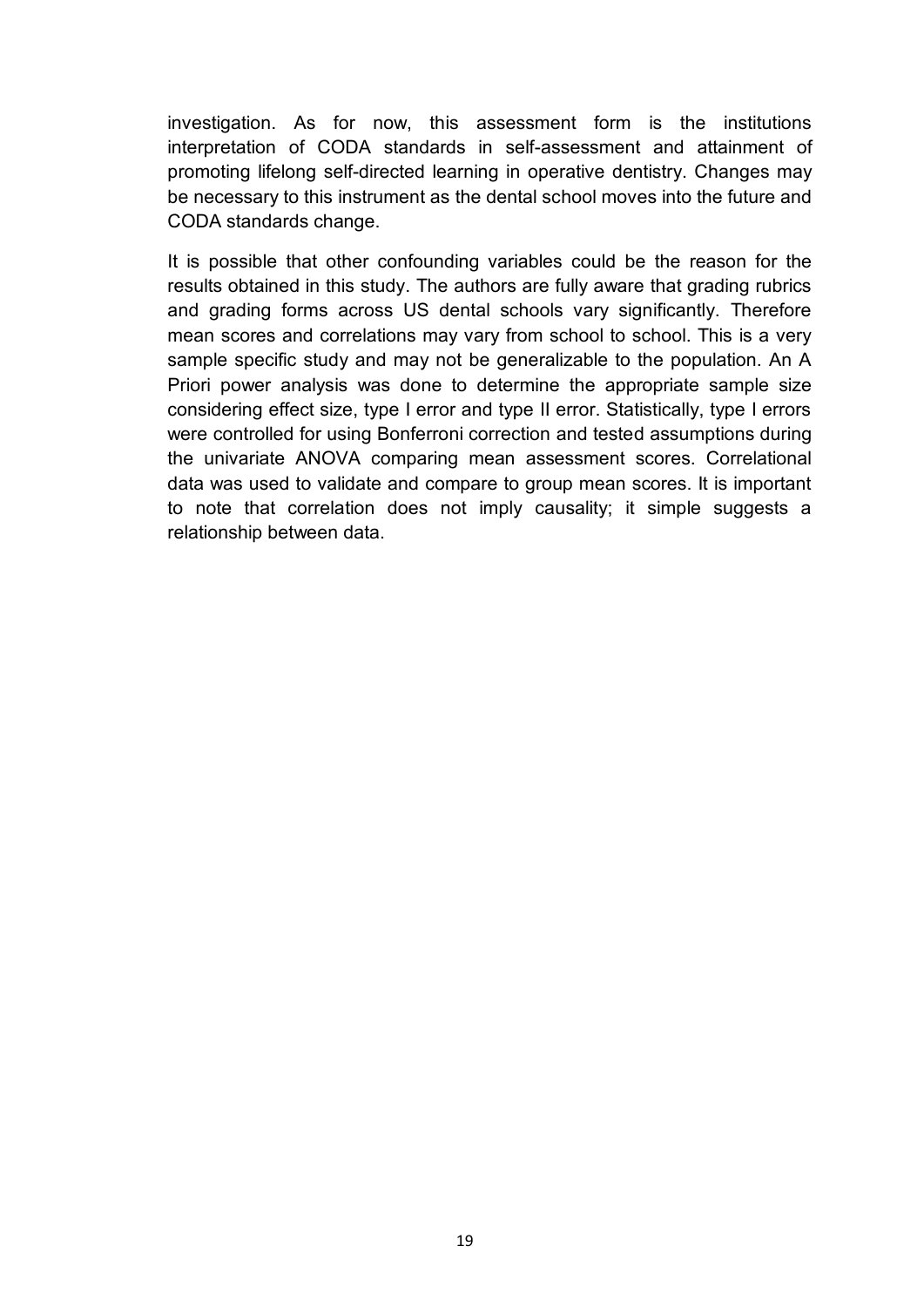investigation. As for now, this assessment form is the institutions interpretation of CODA standards in self-assessment and attainment of promoting lifelong self-directed learning in operative dentistry. Changes may be necessary to this instrument as the dental school moves into the future and CODA standards change.

It is possible that other confounding variables could be the reason for the results obtained in this study. The authors are fully aware that grading rubrics and grading forms across US dental schools vary significantly. Therefore mean scores and correlations may vary from school to school. This is a very sample specific study and may not be generalizable to the population. An A Priori power analysis was done to determine the appropriate sample size considering effect size, type I error and type II error. Statistically, type I errors were controlled for using Bonferroni correction and tested assumptions during the univariate ANOVA comparing mean assessment scores. Correlational data was used to validate and compare to group mean scores. It is important to note that correlation does not imply causality; it simple suggests a relationship between data.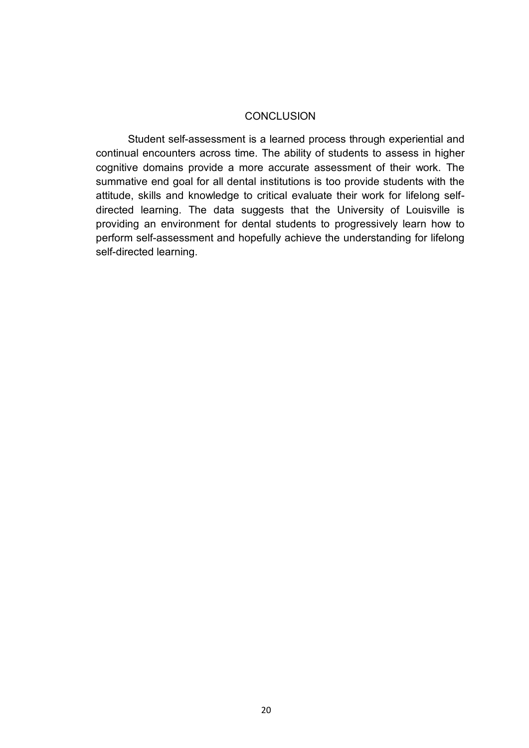# CONCLUSION

Student self-assessment is a learned process through experiential and continual encounters across time. The ability of students to assess in higher cognitive domains provide a more accurate assessment of their work. The summative end goal for all dental institutions is too provide students with the attitude, skills and knowledge to critical evaluate their work for lifelong self-directed learning. The data suggests that the University of Louisville is providing an environment for dental students to progressively learn how to perform self-assessment and hopefully achieve the understanding for lifelong self-directed learning.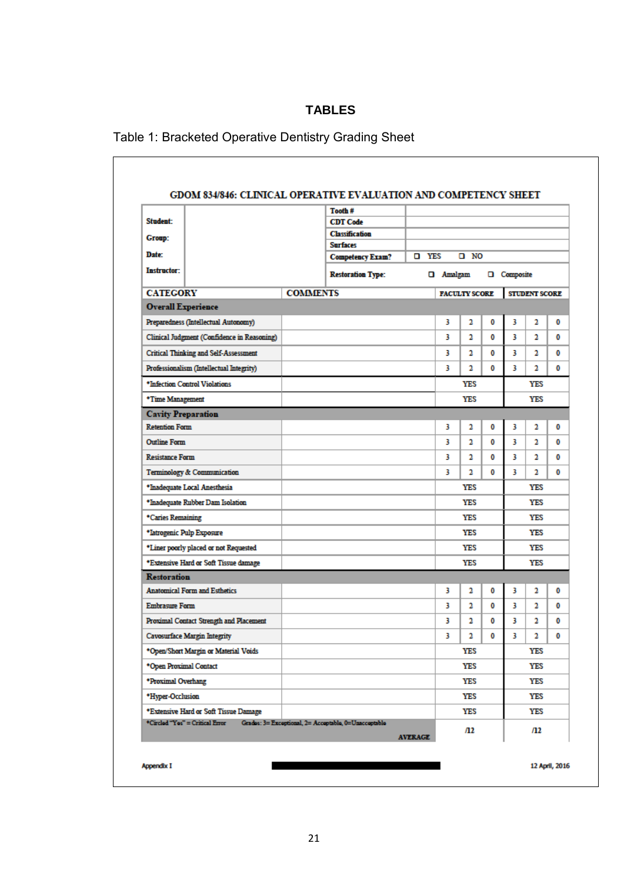## TABLES

Table 1: Bracketed Operative Dentistry Grading Sheet

**GDOM 834/846: CLINICAL OPERATIVE EVALUATION AND COMPETENCY SHEET**

| | |
|---|---|
| **Student:** | **Tooth #** |
| **Group:** | **CDT Code** |
| **Date:** | **Classification** |
| **Instructor:** | **Surfaces** |
| | **Competency Exam?** ☐ YES ☐ NO |
| | **Restoration Type:** ☐ Amalgam ☐ Composite |

| CATEGORY | COMMENTS | FACULTY SCORE | | | STUDENT SCORE | | |
|---|---|---|---|---|---|---|---|
| **Overall Experience** | | | | | | | |
| Preparedness (Intellectual Autonomy) | | 3 | 2 | 0 | 3 | 2 | 0 |
| Clinical Judgment (Confidence in Reasoning) | | 3 | 2 | 0 | 3 | 2 | 0 |
| Critical Thinking and Self-Assessment | | 3 | 2 | 0 | 3 | 2 | 0 |
| Professionalism (Intellectual Integrity) | | 3 | 2 | 0 | 3 | 2 | 0 |
| *Infection Control Violations | | YES | | | YES | | |
| *Time Management | | YES | | | YES | | |
| **Cavity Preparation** | | | | | | | |
| Retention Form | | 3 | 2 | 0 | 3 | 2 | 0 |
| Outline Form | | 3 | 2 | 0 | 3 | 2 | 0 |
| Resistance Form | | 3 | 2 | 0 | 3 | 2 | 0 |
| Terminology & Communication | | 3 | 2 | 0 | 3 | 2 | 0 |
| *Inadequate Local Anesthesia | | YES | | | YES | | |
| *Inadequate Rubber Dam Isolation | | YES | | | YES | | |
| *Caries Remaining | | YES | | | YES | | |
| *Iatrogenic Pulp Exposure | | YES | | | YES | | |
| *Liner poorly placed or not Requested | | YES | | | YES | | |
| *Extensive Hard or Soft Tissue damage | | YES | | | YES | | |
| **Restoration** | | | | | | | |
| Anatomical Form and Esthetics | | 3 | 2 | 0 | 3 | 2 | 0 |
| Embrasure Form | | 3 | 2 | 0 | 3 | 2 | 0 |
| Proximal Contact Strength and Placement | | 3 | 2 | 0 | 3 | 2 | 0 |
| Cavosurface Margin Integrity | | 3 | 2 | 0 | 3 | 2 | 0 |
| *Open/Short Margin or Material Voids | | YES | | | YES | | |
| *Open Proximal Contact | | YES | | | YES | | |
| *Proximal Overhang | | YES | | | YES | | |
| *Hyper-Occlusion | | YES | | | YES | | |
| *Extensive Hard or Soft Tissue Damage | | YES | | | YES | | |
| *Circled "Yes" = Critical Error | Grades: 3=Exceptional, 2=Acceptable, 0=Unacceptable **AVERAGE** | /12 | | | /12 | | |

Appendix I — 12 April, 2016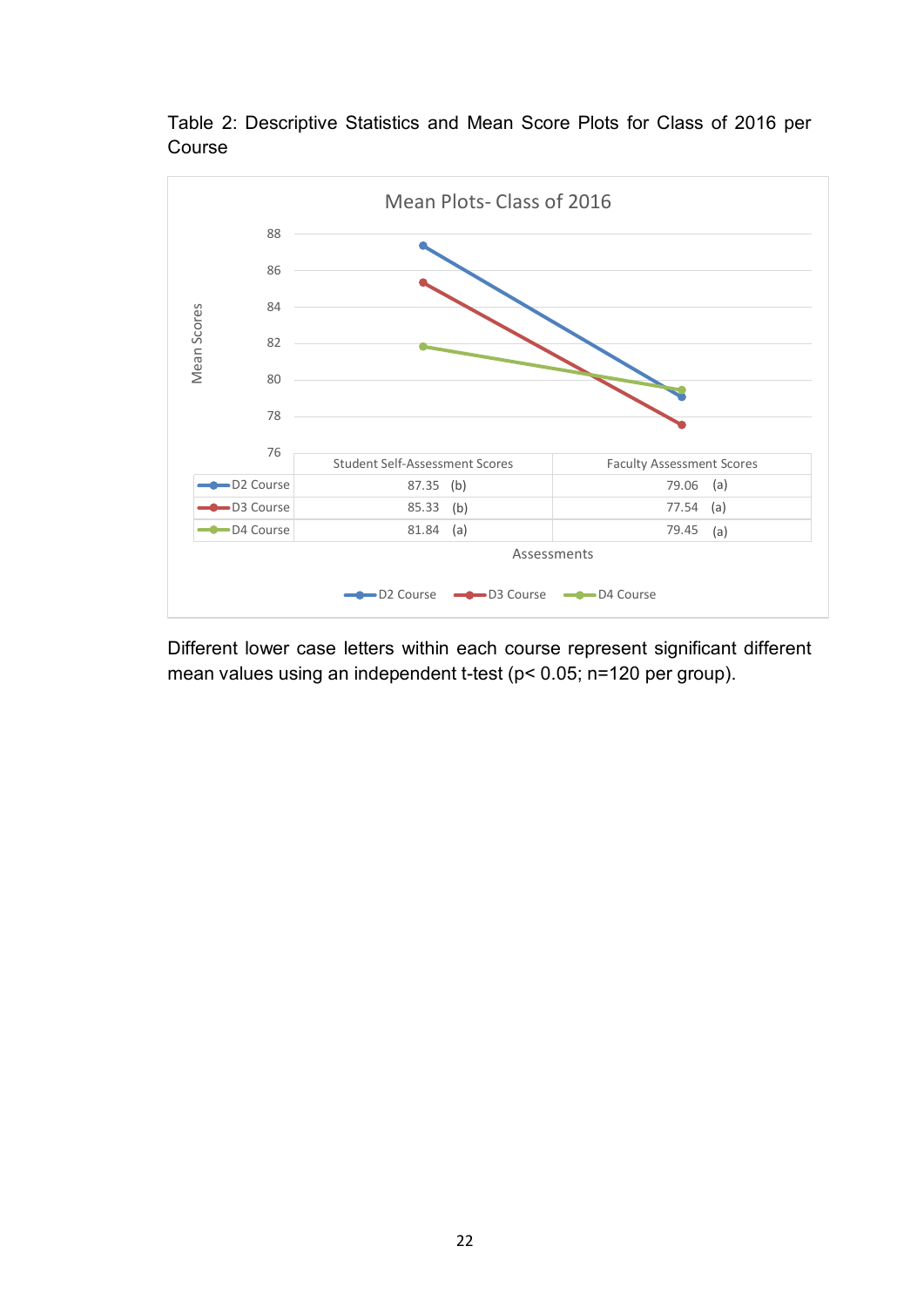Table 2: Descriptive Statistics and Mean Score Plots for Class of 2016 per Course

Mean Plots- Class of 2016

| | Student Self-Assessment Scores | Faculty Assessment Scores |
|---|---|---|
| D2 Course | 87.35 (b) | 79.06 (a) |
| D3 Course | 85.33 (b) | 77.54 (a) |
| D4 Course | 81.84 (a) | 79.45 (a) |

Different lower case letters within each course represent significant different mean values using an independent t-test ($p < 0.05$; n=120 per group).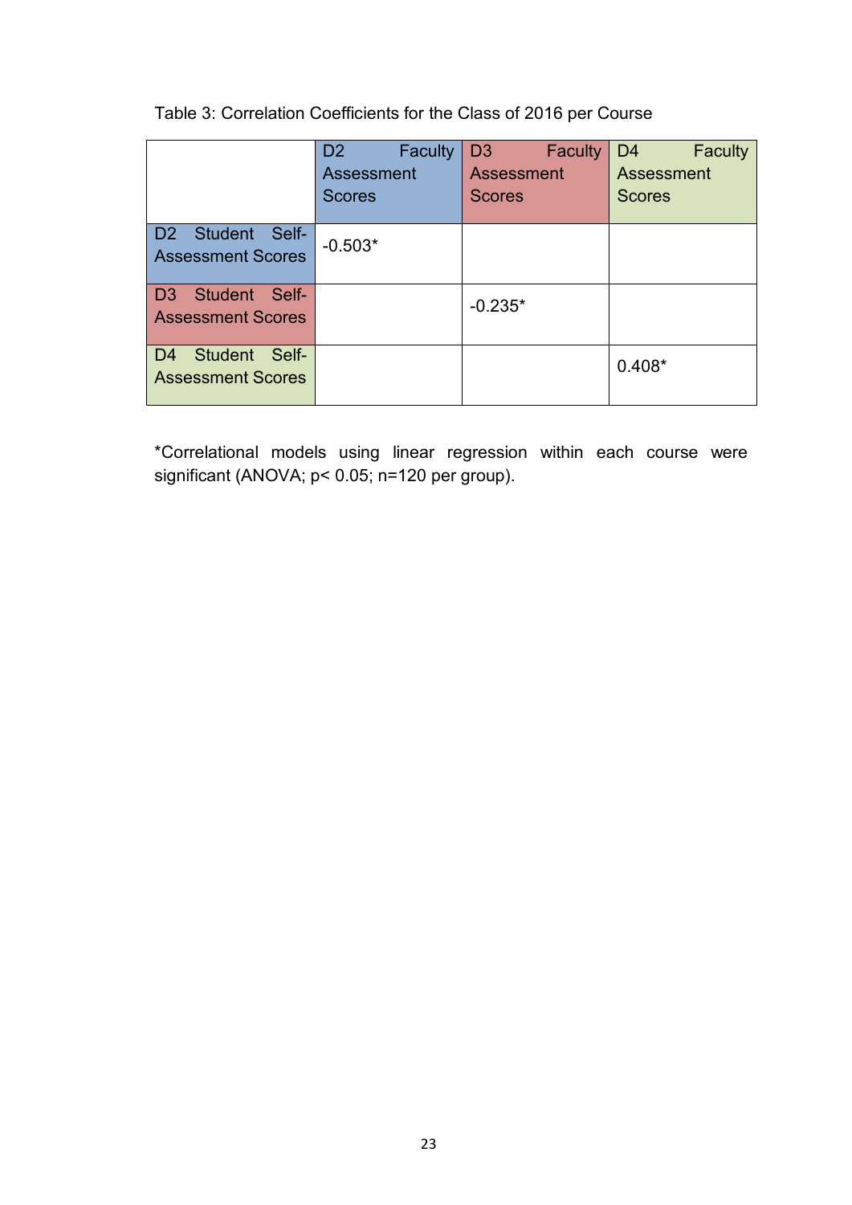Table 3: Correlation Coefficients for the Class of 2016 per Course

| | D2 Faculty Assessment Scores | D3 Faculty Assessment Scores | D4 Faculty Assessment Scores |
|---|---|---|---|
| D2 Student Self-Assessment Scores | -0.503* | | |
| D3 Student Self-Assessment Scores | | -0.235* | |
| D4 Student Self-Assessment Scores | | | 0.408* |

*Correlational models using linear regression within each course were significant (ANOVA; $p < 0.05$; $n=120$ per group).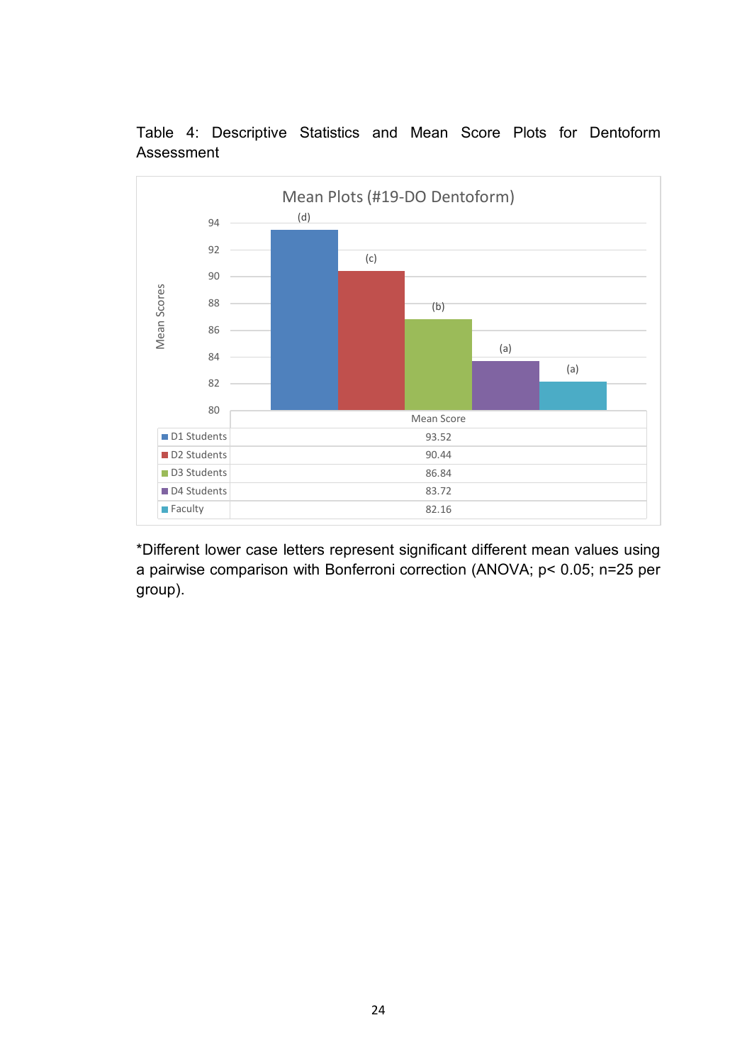Table 4: Descriptive Statistics and Mean Score Plots for Dentoform Assessment

Mean Plots (#19-DO Dentoform)

| | Mean Score |
|---|---|
| D1 Students | 93.52 |
| D2 Students | 90.44 |
| D3 Students | 86.84 |
| D4 Students | 83.72 |
| Faculty | 82.16 |

*Different lower case letters represent significant different mean values using a pairwise comparison with Bonferroni correction (ANOVA; $p < 0.05$; n=25 per group).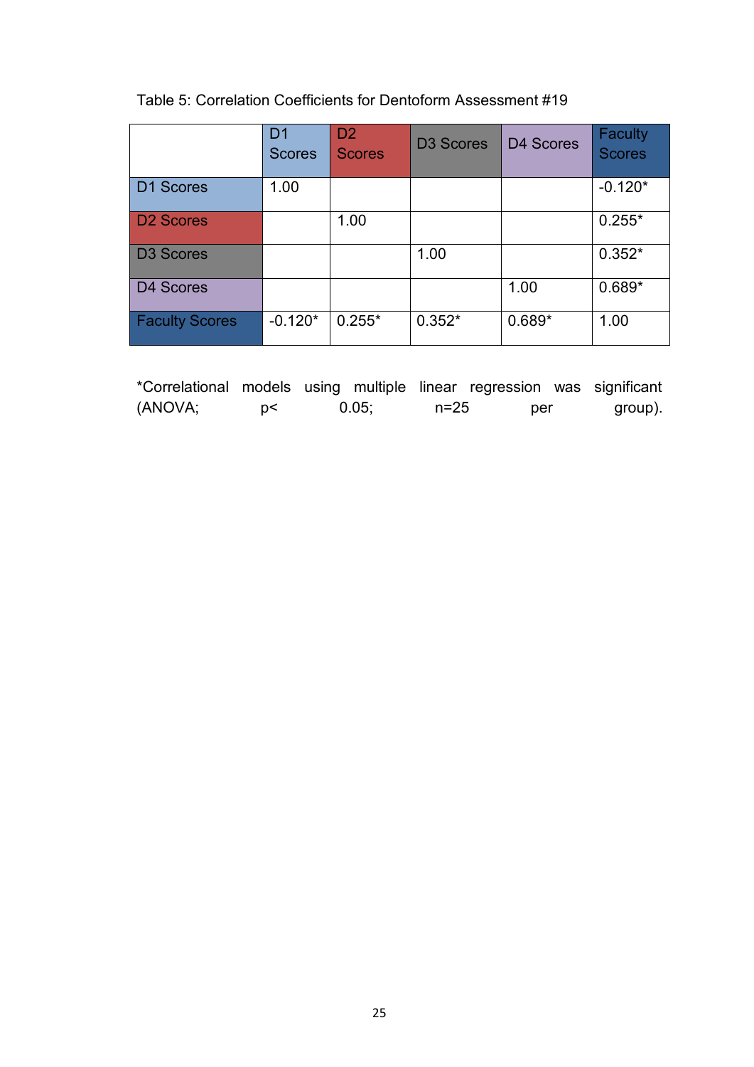Table 5: Correlation Coefficients for Dentoform Assessment #19

| | D1 Scores | D2 Scores | D3 Scores | D4 Scores | Faculty Scores |
|---|---|---|---|---|---|
| D1 Scores | 1.00 | | | | -0.120* |
| D2 Scores | | 1.00 | | | 0.255* |
| D3 Scores | | | 1.00 | | 0.352* |
| D4 Scores | | | | 1.00 | 0.689* |
| Faculty Scores | -0.120* | 0.255* | 0.352* | 0.689* | 1.00 |

*Correlational models using multiple linear regression was significant (ANOVA; $p < 0.05$; $n=25$ per group).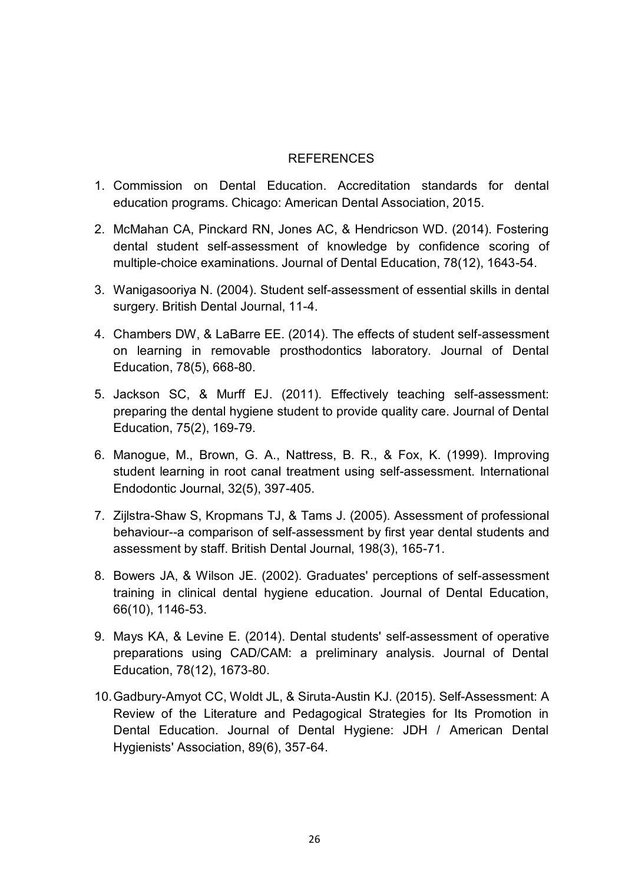# REFERENCES

1. Commission on Dental Education. Accreditation standards for dental education programs. Chicago: American Dental Association, 2015.
2. McMahan CA, Pinckard RN, Jones AC, & Hendricson WD. (2014). Fostering dental student self-assessment of knowledge by confidence scoring of multiple-choice examinations. Journal of Dental Education, 78(12), 1643-54.
3. Wanigasooriya N. (2004). Student self-assessment of essential skills in dental surgery. British Dental Journal, 11-4.
4. Chambers DW, & LaBarre EE. (2014). The effects of student self-assessment on learning in removable prosthodontics laboratory. Journal of Dental Education, 78(5), 668-80.
5. Jackson SC, & Murff EJ. (2011). Effectively teaching self-assessment: preparing the dental hygiene student to provide quality care. Journal of Dental Education, 75(2), 169-79.
6. Manogue, M., Brown, G. A., Nattress, B. R., & Fox, K. (1999). Improving student learning in root canal treatment using self-assessment. International Endodontic Journal, 32(5), 397-405.
7. Zijlstra-Shaw S, Kropmans TJ, & Tams J. (2005). Assessment of professional behaviour--a comparison of self-assessment by first year dental students and assessment by staff. British Dental Journal, 198(3), 165-71.
8. Bowers JA, & Wilson JE. (2002). Graduates' perceptions of self-assessment training in clinical dental hygiene education. Journal of Dental Education, 66(10), 1146-53.
9. Mays KA, & Levine E. (2014). Dental students' self-assessment of operative preparations using CAD/CAM: a preliminary analysis. Journal of Dental Education, 78(12), 1673-80.
10. Gadbury-Amyot CC, Woldt JL, & Siruta-Austin KJ. (2015). Self-Assessment: A Review of the Literature and Pedagogical Strategies for Its Promotion in Dental Education. Journal of Dental Hygiene: JDH / American Dental Hygienists' Association, 89(6), 357-64.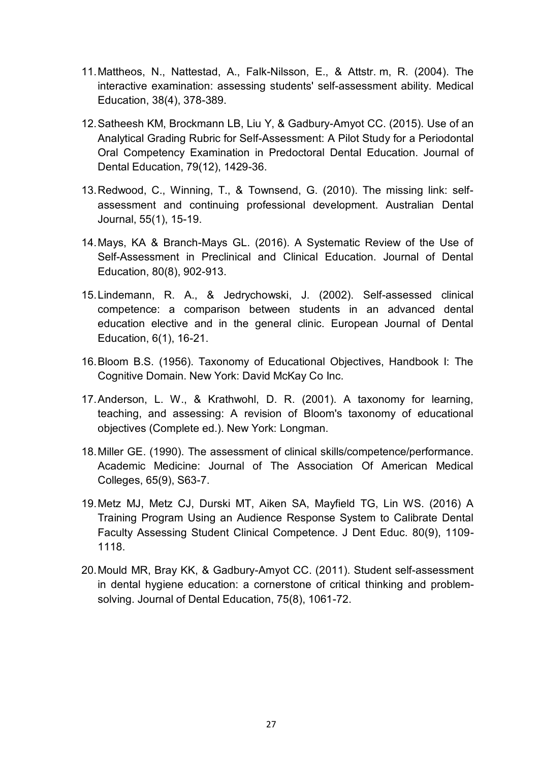11. Mattheos, N., Nattestad, A., Falk-Nilsson, E., & Attstr. m, R. (2004). The interactive examination: assessing students' self-assessment ability. Medical Education, 38(4), 378-389.

12. Satheesh KM, Brockmann LB, Liu Y, & Gadbury-Amyot CC. (2015). Use of an Analytical Grading Rubric for Self-Assessment: A Pilot Study for a Periodontal Oral Competency Examination in Predoctoral Dental Education. Journal of Dental Education, 79(12), 1429-36.

13. Redwood, C., Winning, T., & Townsend, G. (2010). The missing link: self-assessment and continuing professional development. Australian Dental Journal, 55(1), 15-19.

14. Mays, KA & Branch-Mays GL. (2016). A Systematic Review of the Use of Self-Assessment in Preclinical and Clinical Education. Journal of Dental Education, 80(8), 902-913.

15. Lindemann, R. A., & Jedrychowski, J. (2002). Self-assessed clinical competence: a comparison between students in an advanced dental education elective and in the general clinic. European Journal of Dental Education, 6(1), 16-21.

16. Bloom B.S. (1956). Taxonomy of Educational Objectives, Handbook I: The Cognitive Domain. New York: David McKay Co Inc.

17. Anderson, L. W., & Krathwohl, D. R. (2001). A taxonomy for learning, teaching, and assessing: A revision of Bloom's taxonomy of educational objectives (Complete ed.). New York: Longman.

18. Miller GE. (1990). The assessment of clinical skills/competence/performance. Academic Medicine: Journal of The Association Of American Medical Colleges, 65(9), S63-7.

19. Metz MJ, Metz CJ, Durski MT, Aiken SA, Mayfield TG, Lin WS. (2016) A Training Program Using an Audience Response System to Calibrate Dental Faculty Assessing Student Clinical Competence. J Dent Educ. 80(9), 1109-1118.

20. Mould MR, Bray KK, & Gadbury-Amyot CC. (2011). Student self-assessment in dental hygiene education: a cornerstone of critical thinking and problem-solving. Journal of Dental Education, 75(8), 1061-72.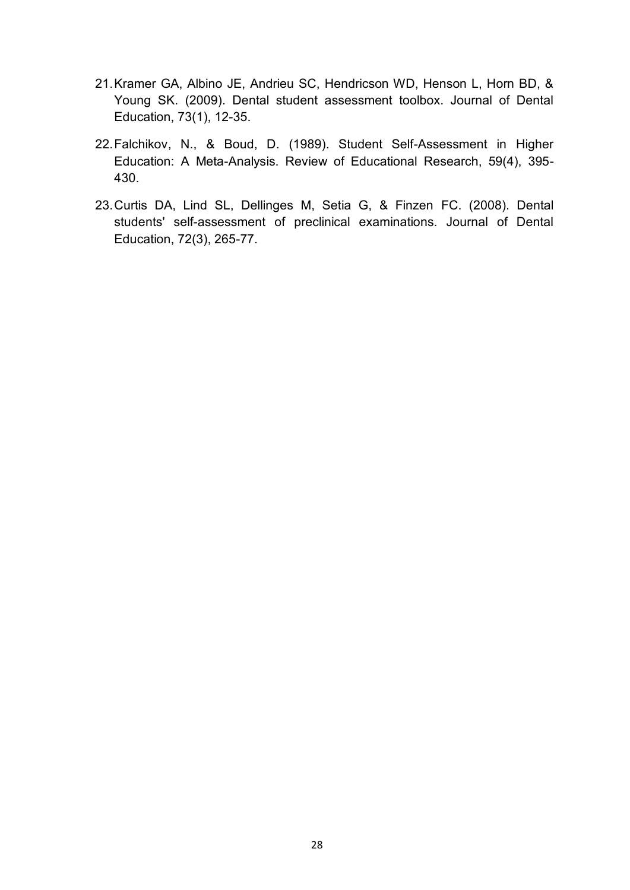21. Kramer GA, Albino JE, Andrieu SC, Hendricson WD, Henson L, Horn BD, & Young SK. (2009). Dental student assessment toolbox. Journal of Dental Education, 73(1), 12-35.

22. Falchikov, N., & Boud, D. (1989). Student Self-Assessment in Higher Education: A Meta-Analysis. Review of Educational Research, 59(4), 395-430.

23. Curtis DA, Lind SL, Dellinges M, Setia G, & Finzen FC. (2008). Dental students' self-assessment of preclinical examinations. Journal of Dental Education, 72(3), 265-77.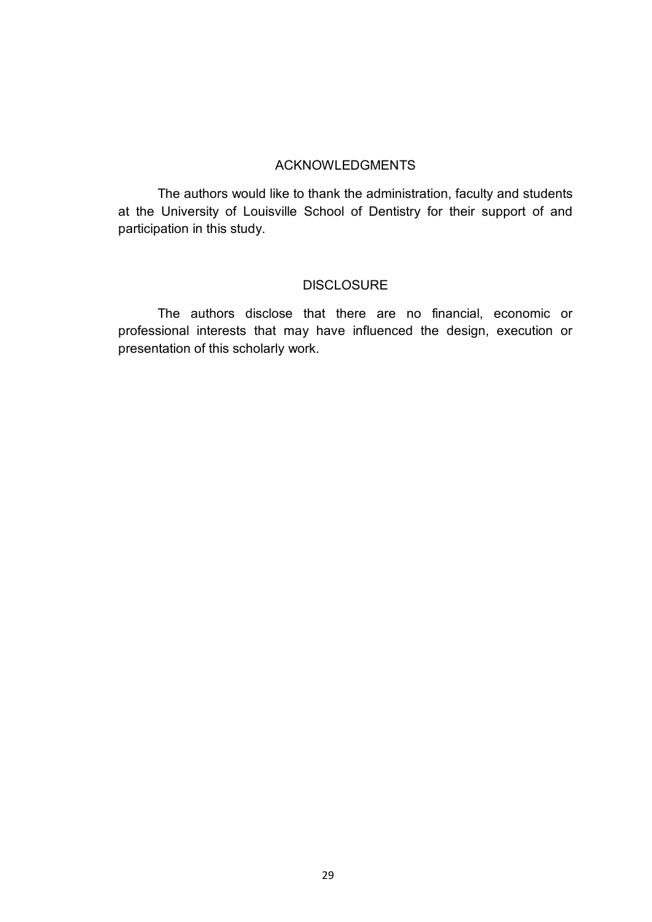## ACKNOWLEDGMENTS

The authors would like to thank the administration, faculty and students at the University of Louisville School of Dentistry for their support of and participation in this study.

## DISCLOSURE

The authors disclose that there are no financial, economic or professional interests that may have influenced the design, execution or presentation of this scholarly work.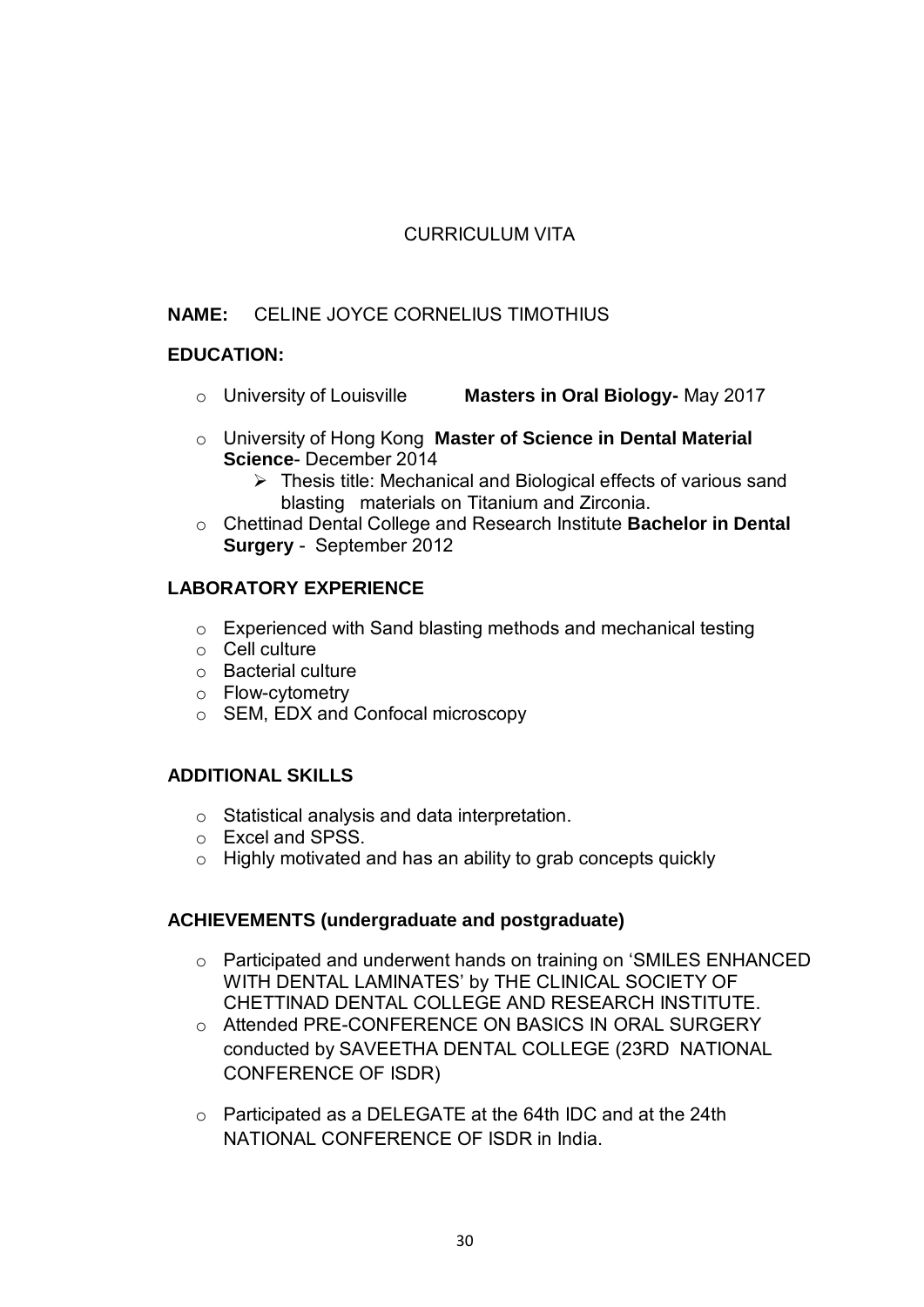# CURRICULUM VITA

**NAME:** CELINE JOYCE CORNELIUS TIMOTHIUS

**EDUCATION:**

- University of Louisville **Masters in Oral Biology-** May 2017
- University of Hong Kong **Master of Science in Dental Material Science**- December 2014
  - Thesis title: Mechanical and Biological effects of various sand blasting materials on Titanium and Zirconia.
- Chettinad Dental College and Research Institute **Bachelor in Dental Surgery** - September 2012

**LABORATORY EXPERIENCE**

- Experienced with Sand blasting methods and mechanical testing
- Cell culture
- Bacterial culture
- Flow-cytometry
- SEM, EDX and Confocal microscopy

**ADDITIONAL SKILLS**

- Statistical analysis and data interpretation.
- Excel and SPSS.
- Highly motivated and has an ability to grab concepts quickly

**ACHIEVEMENTS (undergraduate and postgraduate)**

- Participated and underwent hands on training on 'SMILES ENHANCED WITH DENTAL LAMINATES' by THE CLINICAL SOCIETY OF CHETTINAD DENTAL COLLEGE AND RESEARCH INSTITUTE.
- Attended PRE-CONFERENCE ON BASICS IN ORAL SURGERY conducted by SAVEETHA DENTAL COLLEGE (23RD NATIONAL CONFERENCE OF ISDR)
- Participated as a DELEGATE at the 64th IDC and at the 24th NATIONAL CONFERENCE OF ISDR in India.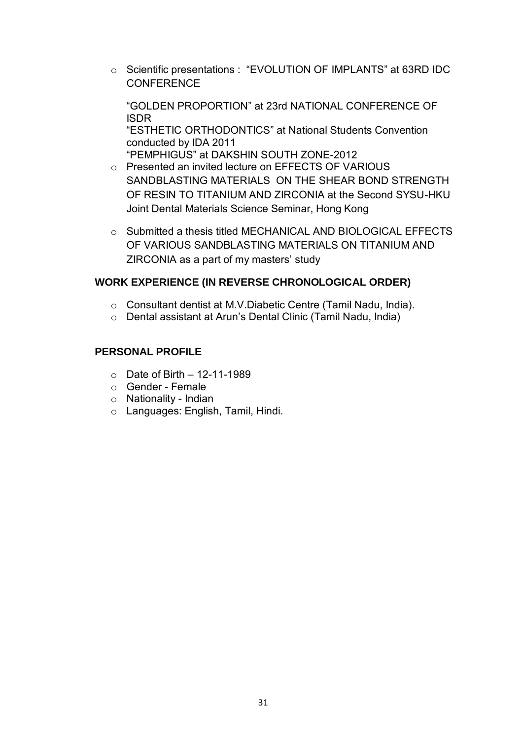- Scientific presentations : "EVOLUTION OF IMPLANTS" at 63RD IDC CONFERENCE

  "GOLDEN PROPORTION" at 23rd NATIONAL CONFERENCE OF ISDR
  "ESTHETIC ORTHODONTICS" at National Students Convention conducted by IDA 2011
  "PEMPHIGUS" at DAKSHIN SOUTH ZONE-2012
- Presented an invited lecture on EFFECTS OF VARIOUS SANDBLASTING MATERIALS ON THE SHEAR BOND STRENGTH OF RESIN TO TITANIUM AND ZIRCONIA at the Second SYSU-HKU Joint Dental Materials Science Seminar, Hong Kong

- Submitted a thesis titled MECHANICAL AND BIOLOGICAL EFFECTS OF VARIOUS SANDBLASTING MATERIALS ON TITANIUM AND ZIRCONIA as a part of my masters' study

**WORK EXPERIENCE (IN REVERSE CHRONOLOGICAL ORDER)**

- Consultant dentist at M.V.Diabetic Centre (Tamil Nadu, India).
- Dental assistant at Arun's Dental Clinic (Tamil Nadu, India)

**PERSONAL PROFILE**

- Date of Birth – 12-11-1989
- Gender - Female
- Nationality - Indian
- Languages: English, Tamil, Hindi.